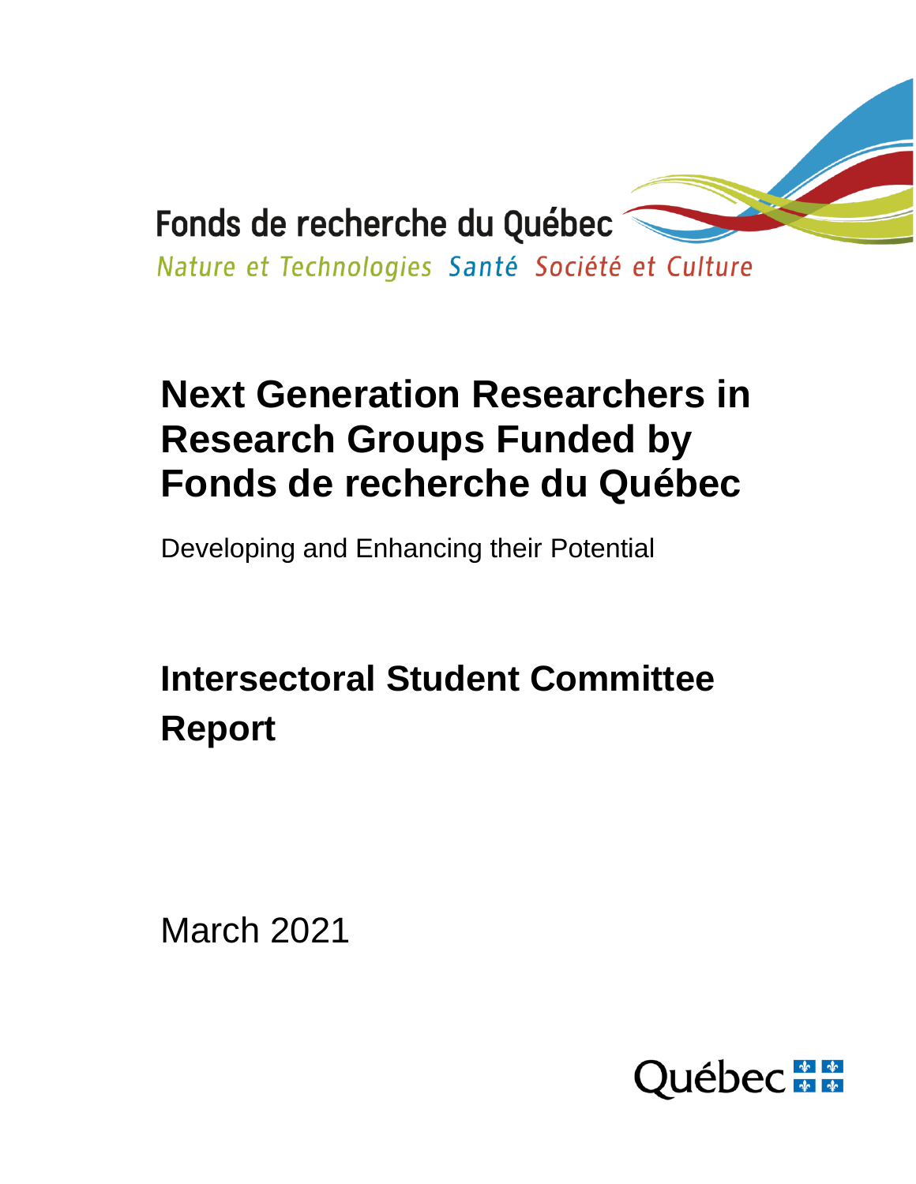Fonds de recherche du Québec

*Nature et Technologies Santé Société et Culture*

# Next Generation Researchers in Research Groups Funded by Fonds de recherche du Québec

Developing and Enhancing their Potential

# Intersectoral Student Committee Report

March 2021

Québec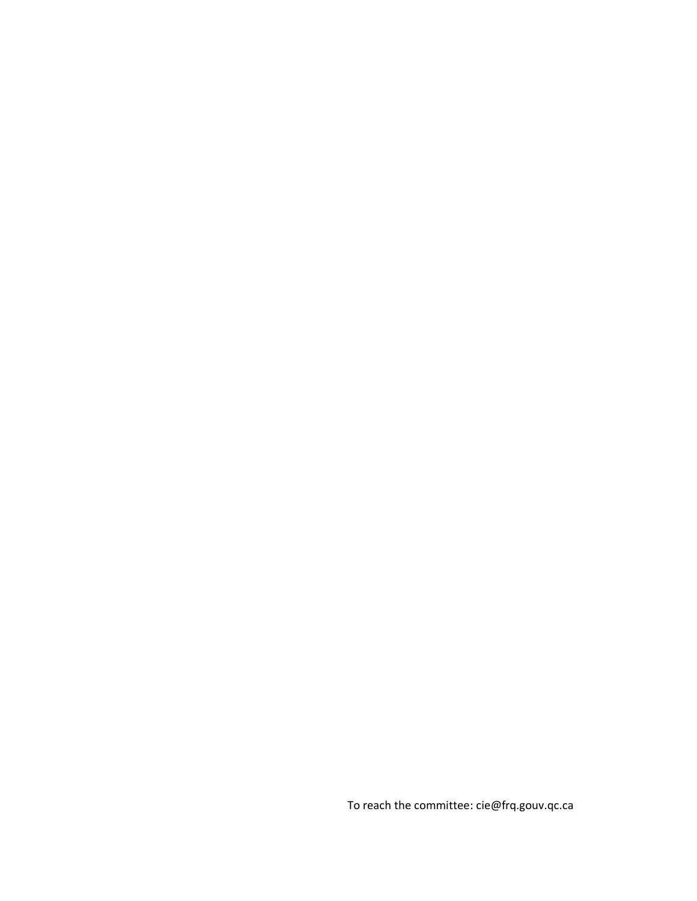To reach the committee: cie@frq.gouv.qc.ca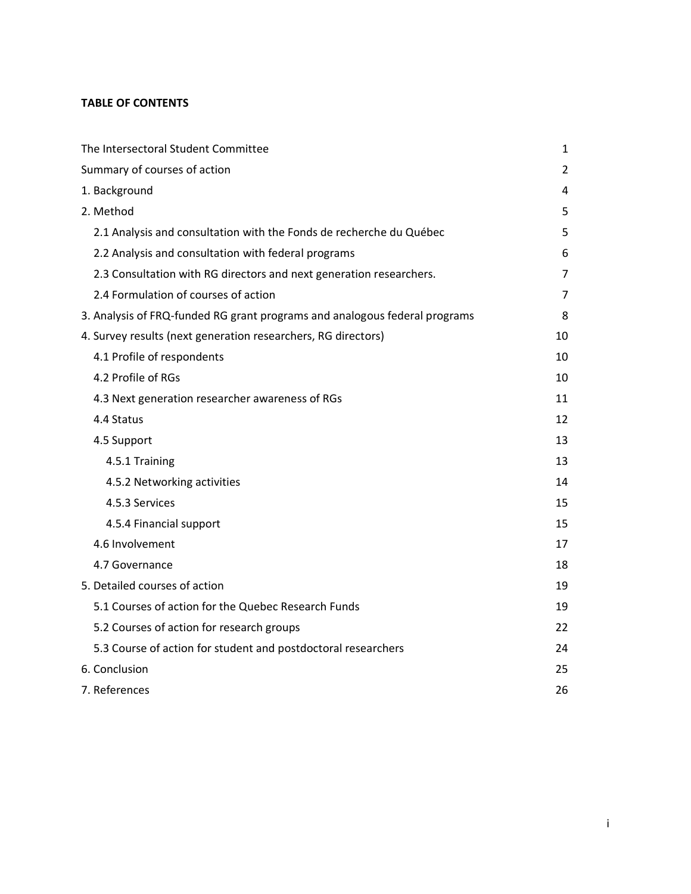**TABLE OF CONTENTS**

| | |
|---|---|
| The Intersectoral Student Committee | 1 |
| Summary of courses of action | 2 |
| 1. Background | 4 |
| 2. Method | 5 |
| 2.1 Analysis and consultation with the Fonds de recherche du Québec | 5 |
| 2.2 Analysis and consultation with federal programs | 6 |
| 2.3 Consultation with RG directors and next generation researchers. | 7 |
| 2.4 Formulation of courses of action | 7 |
| 3. Analysis of FRQ-funded RG grant programs and analogous federal programs | 8 |
| 4. Survey results (next generation researchers, RG directors) | 10 |
| 4.1 Profile of respondents | 10 |
| 4.2 Profile of RGs | 10 |
| 4.3 Next generation researcher awareness of RGs | 11 |
| 4.4 Status | 12 |
| 4.5 Support | 13 |
| 4.5.1 Training | 13 |
| 4.5.2 Networking activities | 14 |
| 4.5.3 Services | 15 |
| 4.5.4 Financial support | 15 |
| 4.6 Involvement | 17 |
| 4.7 Governance | 18 |
| 5. Detailed courses of action | 19 |
| 5.1 Courses of action for the Quebec Research Funds | 19 |
| 5.2 Courses of action for research groups | 22 |
| 5.3 Course of action for student and postdoctoral researchers | 24 |
| 6. Conclusion | 25 |
| 7. References | 26 |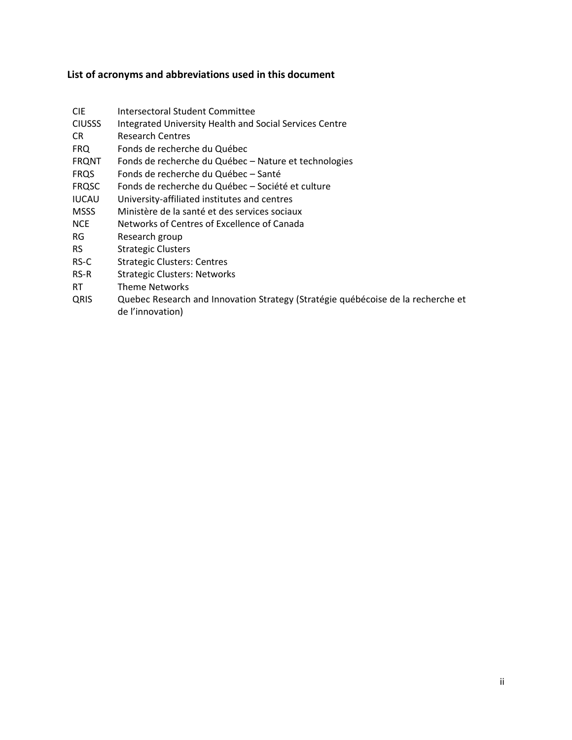## List of acronyms and abbreviations used in this document

| | |
|---|---|
| CIE | Intersectoral Student Committee |
| CIUSSS | Integrated University Health and Social Services Centre |
| CR | Research Centres |
| FRQ | Fonds de recherche du Québec |
| FRQNT | Fonds de recherche du Québec – Nature et technologies |
| FRQS | Fonds de recherche du Québec – Santé |
| FRQSC | Fonds de recherche du Québec – Société et culture |
| IUCAU | University-affiliated institutes and centres |
| MSSS | Ministère de la santé et des services sociaux |
| NCE | Networks of Centres of Excellence of Canada |
| RG | Research group |
| RS | Strategic Clusters |
| RS-C | Strategic Clusters: Centres |
| RS-R | Strategic Clusters: Networks |
| RT | Theme Networks |
| QRIS | Quebec Research and Innovation Strategy (Stratégie québécoise de la recherche et de l'innovation) |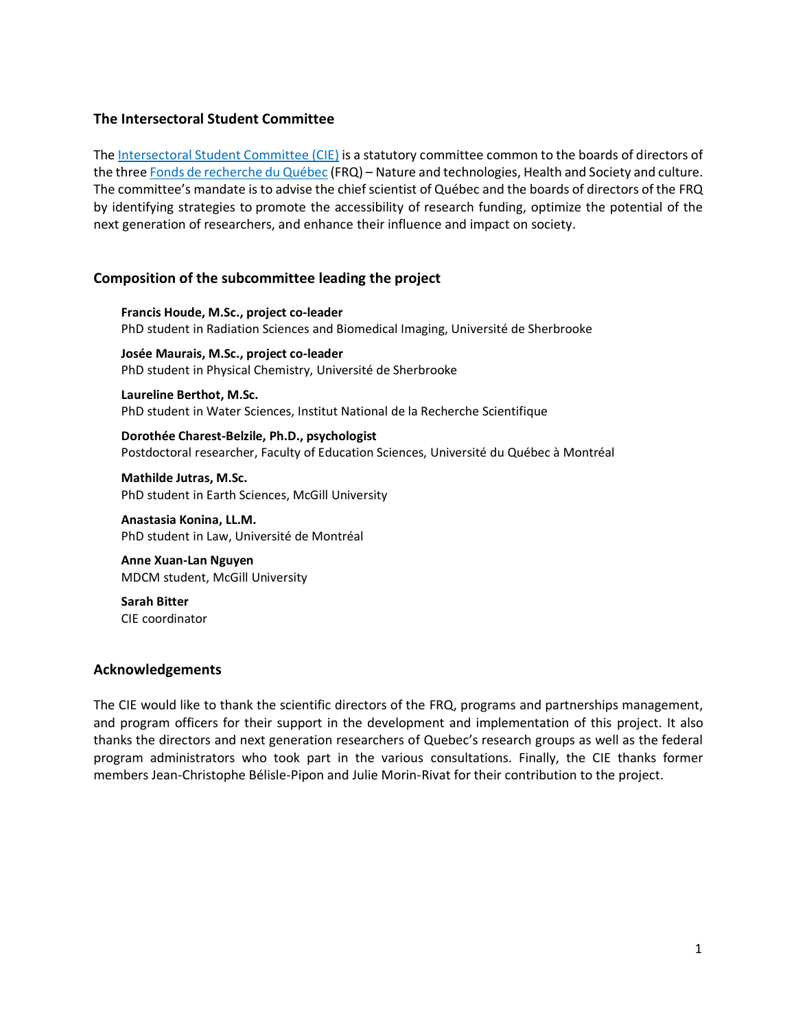## The Intersectoral Student Committee

The Intersectoral Student Committee (CIE) is a statutory committee common to the boards of directors of the three Fonds de recherche du Québec (FRQ) – Nature and technologies, Health and Society and culture. The committee's mandate is to advise the chief scientist of Québec and the boards of directors of the FRQ by identifying strategies to promote the accessibility of research funding, optimize the potential of the next generation of researchers, and enhance their influence and impact on society.

## Composition of the subcommittee leading the project

**Francis Houde, M.Sc., project co-leader**
PhD student in Radiation Sciences and Biomedical Imaging, Université de Sherbrooke

**Josée Maurais, M.Sc., project co-leader**
PhD student in Physical Chemistry, Université de Sherbrooke

**Laureline Berthot, M.Sc.**
PhD student in Water Sciences, Institut National de la Recherche Scientifique

**Dorothée Charest-Belzile, Ph.D., psychologist**
Postdoctoral researcher, Faculty of Education Sciences, Université du Québec à Montréal

**Mathilde Jutras, M.Sc.**
PhD student in Earth Sciences, McGill University

**Anastasia Konina, LL.M.**
PhD student in Law, Université de Montréal

**Anne Xuan-Lan Nguyen**
MDCM student, McGill University

**Sarah Bitter**
CIE coordinator

## Acknowledgements

The CIE would like to thank the scientific directors of the FRQ, programs and partnerships management, and program officers for their support in the development and implementation of this project. It also thanks the directors and next generation researchers of Quebec's research groups as well as the federal program administrators who took part in the various consultations. Finally, the CIE thanks former members Jean-Christophe Bélisle-Pipon and Julie Morin-Rivat for their contribution to the project.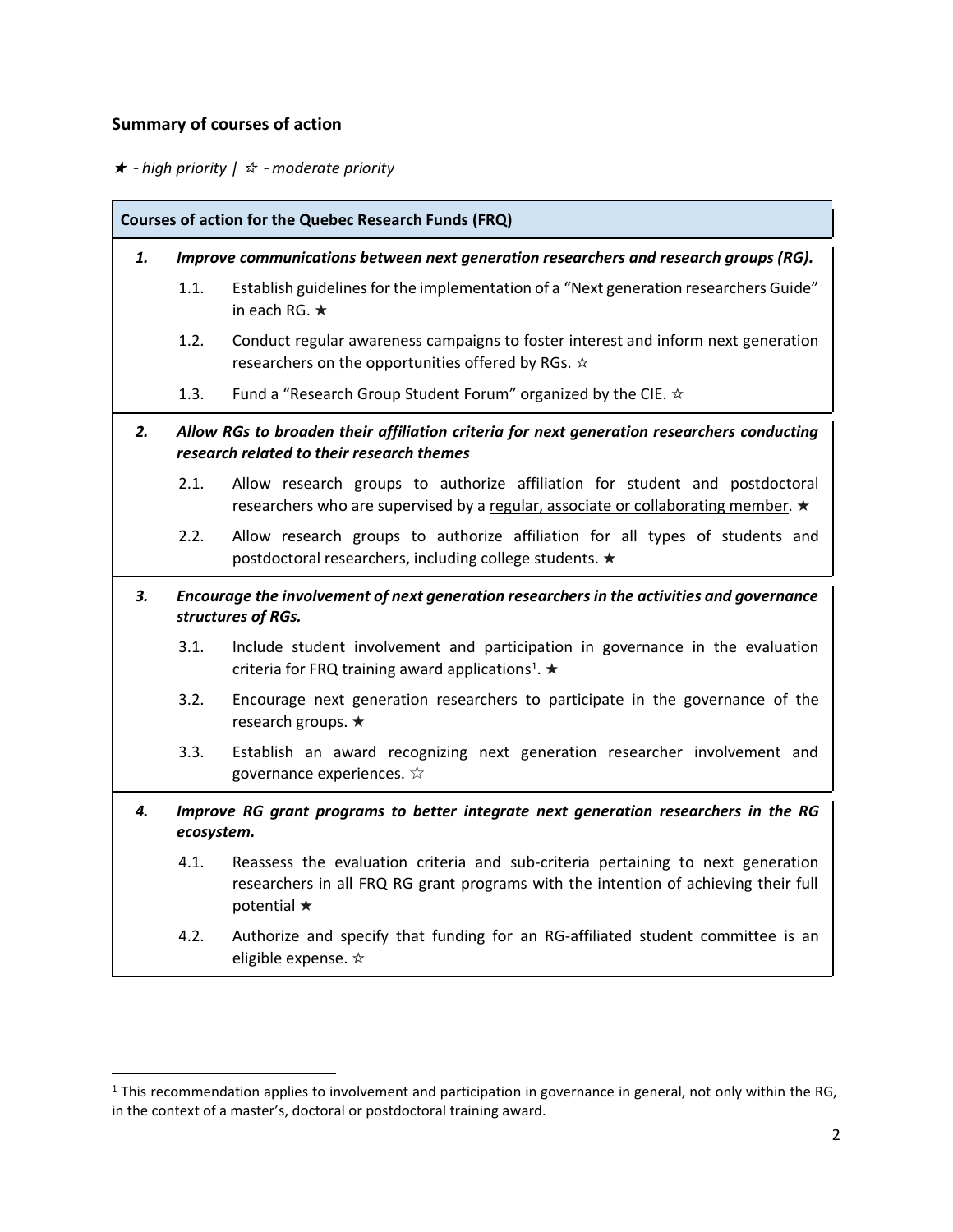### Summary of courses of action

*★ - high priority | ☆ - moderate priority*

**Courses of action for the Quebec Research Funds (FRQ)**

***1. Improve communications between next generation researchers and research groups (RG).***

- 1.1. Establish guidelines for the implementation of a "Next generation researchers Guide" in each RG. ★
- 1.2. Conduct regular awareness campaigns to foster interest and inform next generation researchers on the opportunities offered by RGs. ☆
- 1.3. Fund a "Research Group Student Forum" organized by the CIE. ☆

***2. Allow RGs to broaden their affiliation criteria for next generation researchers conducting research related to their research themes***

- 2.1. Allow research groups to authorize affiliation for student and postdoctoral researchers who are supervised by a regular, associate or collaborating member. ★
- 2.2. Allow research groups to authorize affiliation for all types of students and postdoctoral researchers, including college students. ★

***3. Encourage the involvement of next generation researchers in the activities and governance structures of RGs.***

- 3.1. Include student involvement and participation in governance in the evaluation criteria for FRQ training award applications[1]. ★
- 3.2. Encourage next generation researchers to participate in the governance of the research groups. ★
- 3.3. Establish an award recognizing next generation researcher involvement and governance experiences. ☆

***4. Improve RG grant programs to better integrate next generation researchers in the RG ecosystem.***

- 4.1. Reassess the evaluation criteria and sub-criteria pertaining to next generation researchers in all FRQ RG grant programs with the intention of achieving their full potential ★
- 4.2. Authorize and specify that funding for an RG-affiliated student committee is an eligible expense. ☆

---

[1] This recommendation applies to involvement and participation in governance in general, not only within the RG, in the context of a master's, doctoral or postdoctoral training award.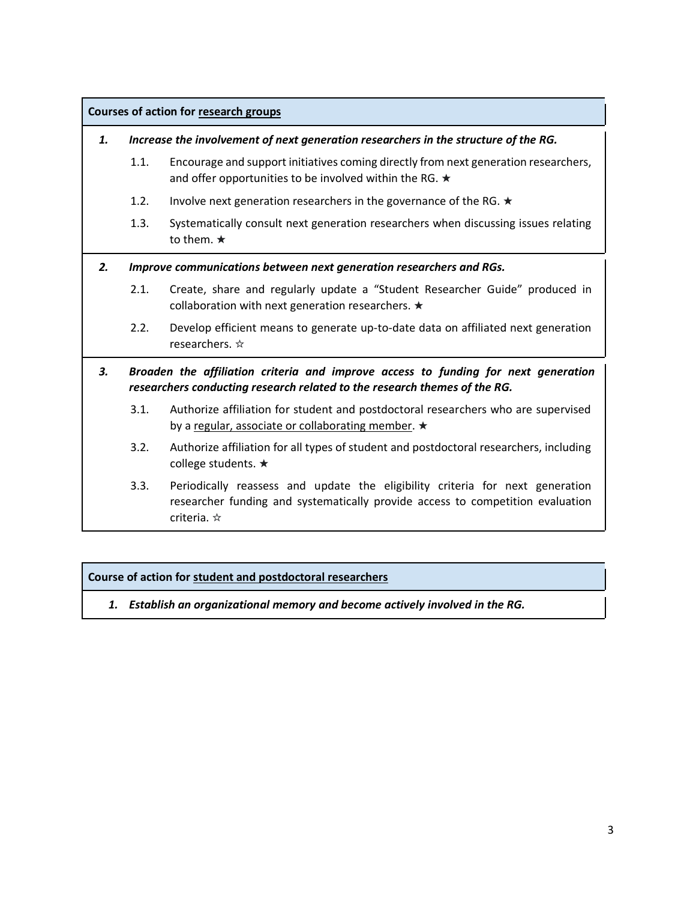**Courses of action for <u>research groups</u>**

1. ***Increase the involvement of next generation researchers in the structure of the RG.***
   - 1.1. Encourage and support initiatives coming directly from next generation researchers, and offer opportunities to be involved within the RG. ★
   - 1.2. Involve next generation researchers in the governance of the RG. ★
   - 1.3. Systematically consult next generation researchers when discussing issues relating to them. ★

2. ***Improve communications between next generation researchers and RGs.***
   - 2.1. Create, share and regularly update a "Student Researcher Guide" produced in collaboration with next generation researchers. ★
   - 2.2. Develop efficient means to generate up-to-date data on affiliated next generation researchers. ☆

3. ***Broaden the affiliation criteria and improve access to funding for next generation researchers conducting research related to the research themes of the RG.***
   - 3.1. Authorize affiliation for student and postdoctoral researchers who are supervised by a <u>regular, associate or collaborating member</u>. ★
   - 3.2. Authorize affiliation for all types of student and postdoctoral researchers, including college students. ★
   - 3.3. Periodically reassess and update the eligibility criteria for next generation researcher funding and systematically provide access to competition evaluation criteria. ☆

**Course of action for <u>student and postdoctoral researchers</u>**

1. ***Establish an organizational memory and become actively involved in the RG.***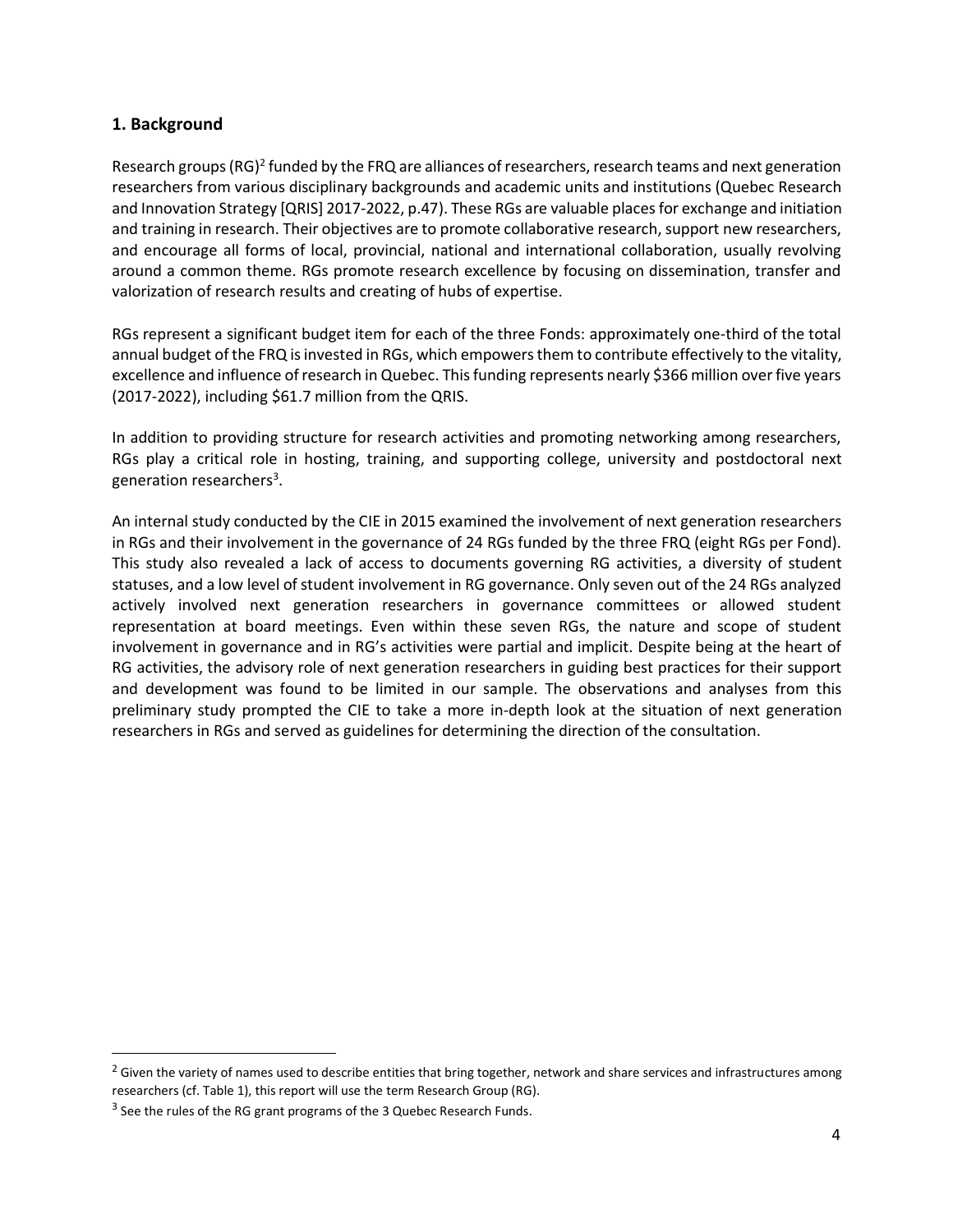## 1. Background

Research groups (RG)[2] funded by the FRQ are alliances of researchers, research teams and next generation researchers from various disciplinary backgrounds and academic units and institutions (Quebec Research and Innovation Strategy [QRIS] 2017-2022, p.47). These RGs are valuable places for exchange and initiation and training in research. Their objectives are to promote collaborative research, support new researchers, and encourage all forms of local, provincial, national and international collaboration, usually revolving around a common theme. RGs promote research excellence by focusing on dissemination, transfer and valorization of research results and creating of hubs of expertise.

RGs represent a significant budget item for each of the three Fonds: approximately one-third of the total annual budget of the FRQ is invested in RGs, which empowers them to contribute effectively to the vitality, excellence and influence of research in Quebec. This funding represents nearly $366 million over five years (2017-2022), including $61.7 million from the QRIS.

In addition to providing structure for research activities and promoting networking among researchers, RGs play a critical role in hosting, training, and supporting college, university and postdoctoral next generation researchers[3].

An internal study conducted by the CIE in 2015 examined the involvement of next generation researchers in RGs and their involvement in the governance of 24 RGs funded by the three FRQ (eight RGs per Fond). This study also revealed a lack of access to documents governing RG activities, a diversity of student statuses, and a low level of student involvement in RG governance. Only seven out of the 24 RGs analyzed actively involved next generation researchers in governance committees or allowed student representation at board meetings. Even within these seven RGs, the nature and scope of student involvement in governance and in RG's activities were partial and implicit. Despite being at the heart of RG activities, the advisory role of next generation researchers in guiding best practices for their support and development was found to be limited in our sample. The observations and analyses from this preliminary study prompted the CIE to take a more in-depth look at the situation of next generation researchers in RGs and served as guidelines for determining the direction of the consultation.

---

[2] Given the variety of names used to describe entities that bring together, network and share services and infrastructures among researchers (cf. Table 1), this report will use the term Research Group (RG).

[3] See the rules of the RG grant programs of the 3 Quebec Research Funds.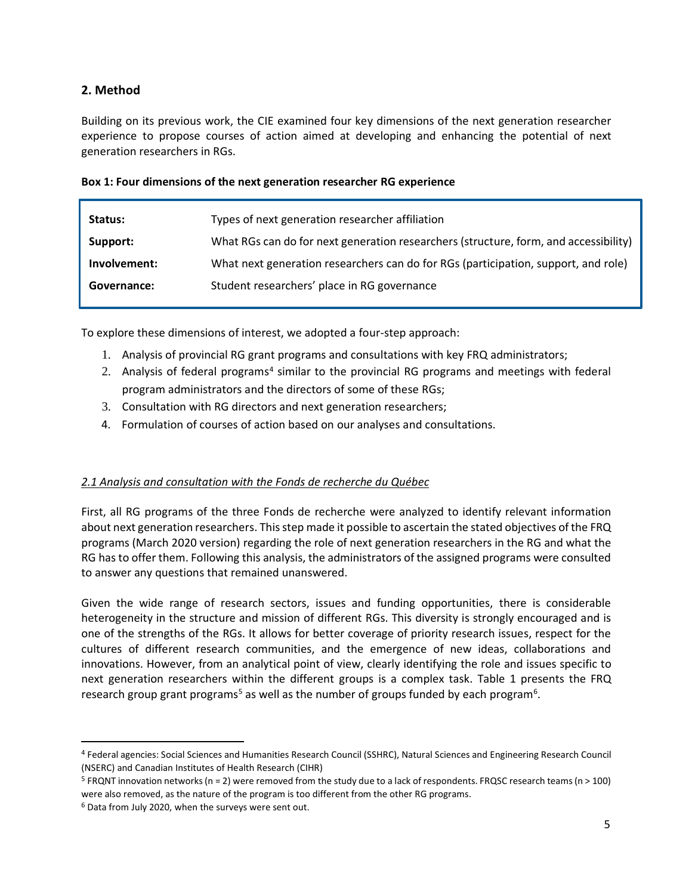## 2. Method

Building on its previous work, the CIE examined four key dimensions of the next generation researcher experience to propose courses of action aimed at developing and enhancing the potential of next generation researchers in RGs.

**Box 1: Four dimensions of the next generation researcher RG experience**

| | |
|---|---|
| **Status:** | Types of next generation researcher affiliation |
| **Support:** | What RGs can do for next generation researchers (structure, form, and accessibility) |
| **Involvement:** | What next generation researchers can do for RGs (participation, support, and role) |
| **Governance:** | Student researchers' place in RG governance |

To explore these dimensions of interest, we adopted a four-step approach:

1. Analysis of provincial RG grant programs and consultations with key FRQ administrators;
2. Analysis of federal programs[4] similar to the provincial RG programs and meetings with federal program administrators and the directors of some of these RGs;
3. Consultation with RG directors and next generation researchers;
4. Formulation of courses of action based on our analyses and consultations.

### *2.1 Analysis and consultation with the Fonds de recherche du Québec*

First, all RG programs of the three Fonds de recherche were analyzed to identify relevant information about next generation researchers. This step made it possible to ascertain the stated objectives of the FRQ programs (March 2020 version) regarding the role of next generation researchers in the RG and what the RG has to offer them. Following this analysis, the administrators of the assigned programs were consulted to answer any questions that remained unanswered.

Given the wide range of research sectors, issues and funding opportunities, there is considerable heterogeneity in the structure and mission of different RGs. This diversity is strongly encouraged and is one of the strengths of the RGs. It allows for better coverage of priority research issues, respect for the cultures of different research communities, and the emergence of new ideas, collaborations and innovations. However, from an analytical point of view, clearly identifying the role and issues specific to next generation researchers within the different groups is a complex task. Table 1 presents the FRQ research group grant programs[5] as well as the number of groups funded by each program[6].

---

[4] Federal agencies: Social Sciences and Humanities Research Council (SSHRC), Natural Sciences and Engineering Research Council (NSERC) and Canadian Institutes of Health Research (CIHR)

[5] FRQNT innovation networks (n = 2) were removed from the study due to a lack of respondents. FRQSC research teams (n > 100) were also removed, as the nature of the program is too different from the other RG programs.

[6] Data from July 2020, when the surveys were sent out.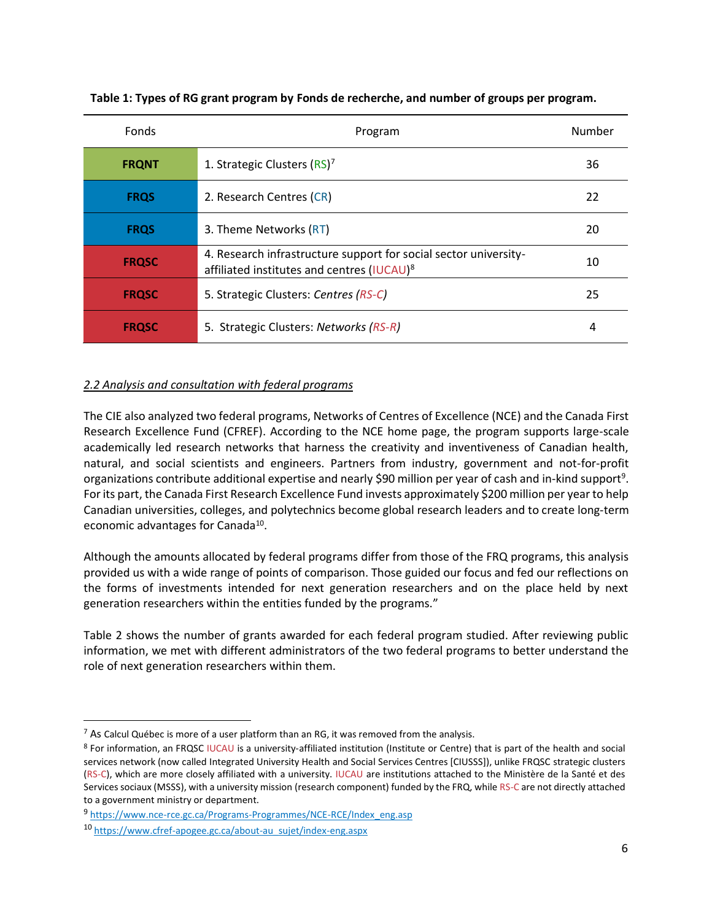**Table 1: Types of RG grant program by Fonds de recherche, and number of groups per program.**

| Fonds | Program | Number |
| --- | --- | --- |
| **FRQNT** | 1. Strategic Clusters (RS)[7] | 36 |
| **FRQS** | 2. Research Centres (CR) | 22 |
| **FRQS** | 3. Theme Networks (RT) | 20 |
| **FRQSC** | 4. Research infrastructure support for social sector university-affiliated institutes and centres (IUCAU)[8] | 10 |
| **FRQSC** | 5. Strategic Clusters: *Centres (RS-C)* | 25 |
| **FRQSC** | 5. Strategic Clusters: *Networks (RS-R)* | 4 |

### *2.2 Analysis and consultation with federal programs*

The CIE also analyzed two federal programs, Networks of Centres of Excellence (NCE) and the Canada First Research Excellence Fund (CFREF). According to the NCE home page, the program supports large-scale academically led research networks that harness the creativity and inventiveness of Canadian health, natural, and social scientists and engineers. Partners from industry, government and not-for-profit organizations contribute additional expertise and nearly $90 million per year of cash and in-kind support[9]. For its part, the Canada First Research Excellence Fund invests approximately $200 million per year to help Canadian universities, colleges, and polytechnics become global research leaders and to create long-term economic advantages for Canada[10].

Although the amounts allocated by federal programs differ from those of the FRQ programs, this analysis provided us with a wide range of points of comparison. Those guided our focus and fed our reflections on the forms of investments intended for next generation researchers and on the place held by next generation researchers within the entities funded by the programs."

Table 2 shows the number of grants awarded for each federal program studied. After reviewing public information, we met with different administrators of the two federal programs to better understand the role of next generation researchers within them.

---

[7] As Calcul Québec is more of a user platform than an RG, it was removed from the analysis.

[8] For information, an FRQSC IUCAU is a university-affiliated institution (Institute or Centre) that is part of the health and social services network (now called Integrated University Health and Social Services Centres [CIUSSS]), unlike FRQSC strategic clusters (RS-C), which are more closely affiliated with a university. IUCAU are institutions attached to the Ministère de la Santé et des Services sociaux (MSSS), with a university mission (research component) funded by the FRQ, while RS-C are not directly attached to a government ministry or department.

[9] https://www.nce-rce.gc.ca/Programs-Programmes/NCE-RCE/Index_eng.asp

[10] https://www.cfref-apogee.gc.ca/about-au_sujet/index-eng.aspx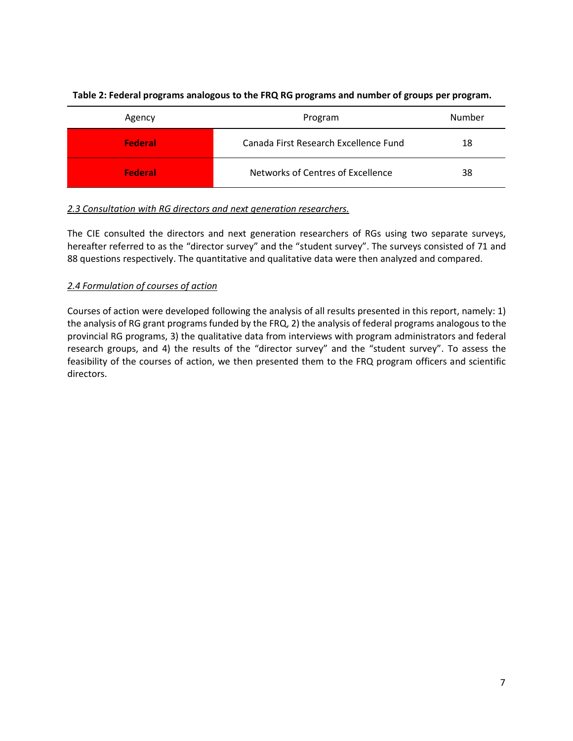**Table 2: Federal programs analogous to the FRQ RG programs and number of groups per program.**

| Agency | Program | Number |
| --- | --- | --- |
| **Federal** | Canada First Research Excellence Fund | 18 |
| **Federal** | Networks of Centres of Excellence | 38 |

*2.3 Consultation with RG directors and next generation researchers.*

The CIE consulted the directors and next generation researchers of RGs using two separate surveys, hereafter referred to as the "director survey" and the "student survey". The surveys consisted of 71 and 88 questions respectively. The quantitative and qualitative data were then analyzed and compared.

*2.4 Formulation of courses of action*

Courses of action were developed following the analysis of all results presented in this report, namely: 1) the analysis of RG grant programs funded by the FRQ, 2) the analysis of federal programs analogous to the provincial RG programs, 3) the qualitative data from interviews with program administrators and federal research groups, and 4) the results of the "director survey" and the "student survey". To assess the feasibility of the courses of action, we then presented them to the FRQ program officers and scientific directors.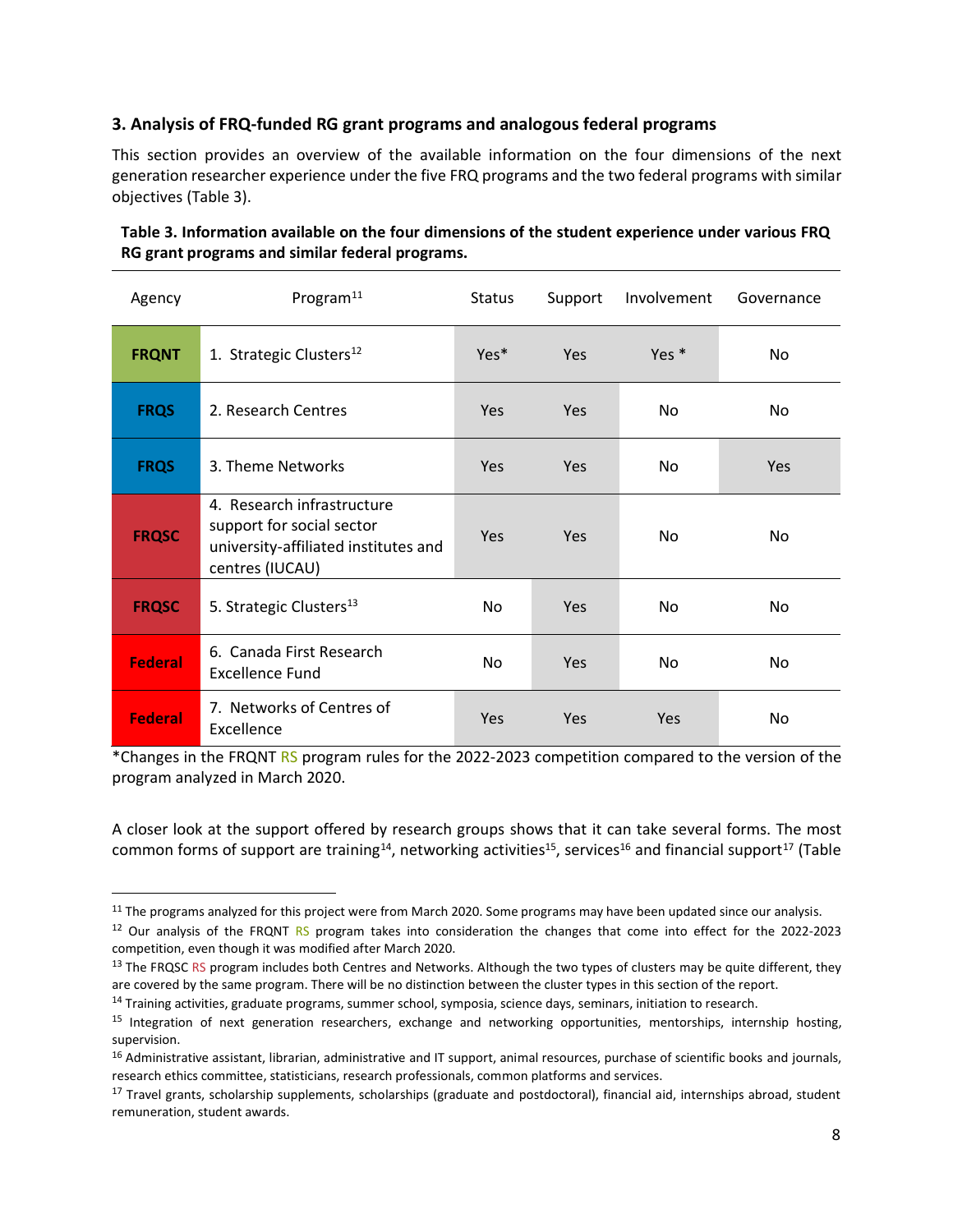### 3. Analysis of FRQ-funded RG grant programs and analogous federal programs

This section provides an overview of the available information on the four dimensions of the next generation researcher experience under the five FRQ programs and the two federal programs with similar objectives (Table 3).

**Table 3. Information available on the four dimensions of the student experience under various FRQ RG grant programs and similar federal programs.**

| Agency | Program[11] | Status | Support | Involvement | Governance |
|---|---|---|---|---|---|
| **FRQNT** | 1. Strategic Clusters[12] | Yes* | Yes | Yes * | No |
| **FRQS** | 2. Research Centres | Yes | Yes | No | No |
| **FRQS** | 3. Theme Networks | Yes | Yes | No | Yes |
| **FRQSC** | 4. Research infrastructure support for social sector university-affiliated institutes and centres (IUCAU) | Yes | Yes | No | No |
| **FRQSC** | 5. Strategic Clusters[13] | No | Yes | No | No |
| **Federal** | 6. Canada First Research Excellence Fund | No | Yes | No | No |
| **Federal** | 7. Networks of Centres of Excellence | Yes | Yes | Yes | No |

*Changes in the FRQNT RS program rules for the 2022-2023 competition compared to the version of the program analyzed in March 2020.

A closer look at the support offered by research groups shows that it can take several forms. The most common forms of support are training[14], networking activities[15], services[16] and financial support[17] (Table

---

[11] The programs analyzed for this project were from March 2020. Some programs may have been updated since our analysis.

[12] Our analysis of the FRQNT RS program takes into consideration the changes that come into effect for the 2022-2023 competition, even though it was modified after March 2020.

[13] The FRQSC RS program includes both Centres and Networks. Although the two types of clusters may be quite different, they are covered by the same program. There will be no distinction between the cluster types in this section of the report.

[14] Training activities, graduate programs, summer school, symposia, science days, seminars, initiation to research.

[15] Integration of next generation researchers, exchange and networking opportunities, mentorships, internship hosting, supervision.

[16] Administrative assistant, librarian, administrative and IT support, animal resources, purchase of scientific books and journals, research ethics committee, statisticians, research professionals, common platforms and services.

[17] Travel grants, scholarship supplements, scholarships (graduate and postdoctoral), financial aid, internships abroad, student remuneration, student awards.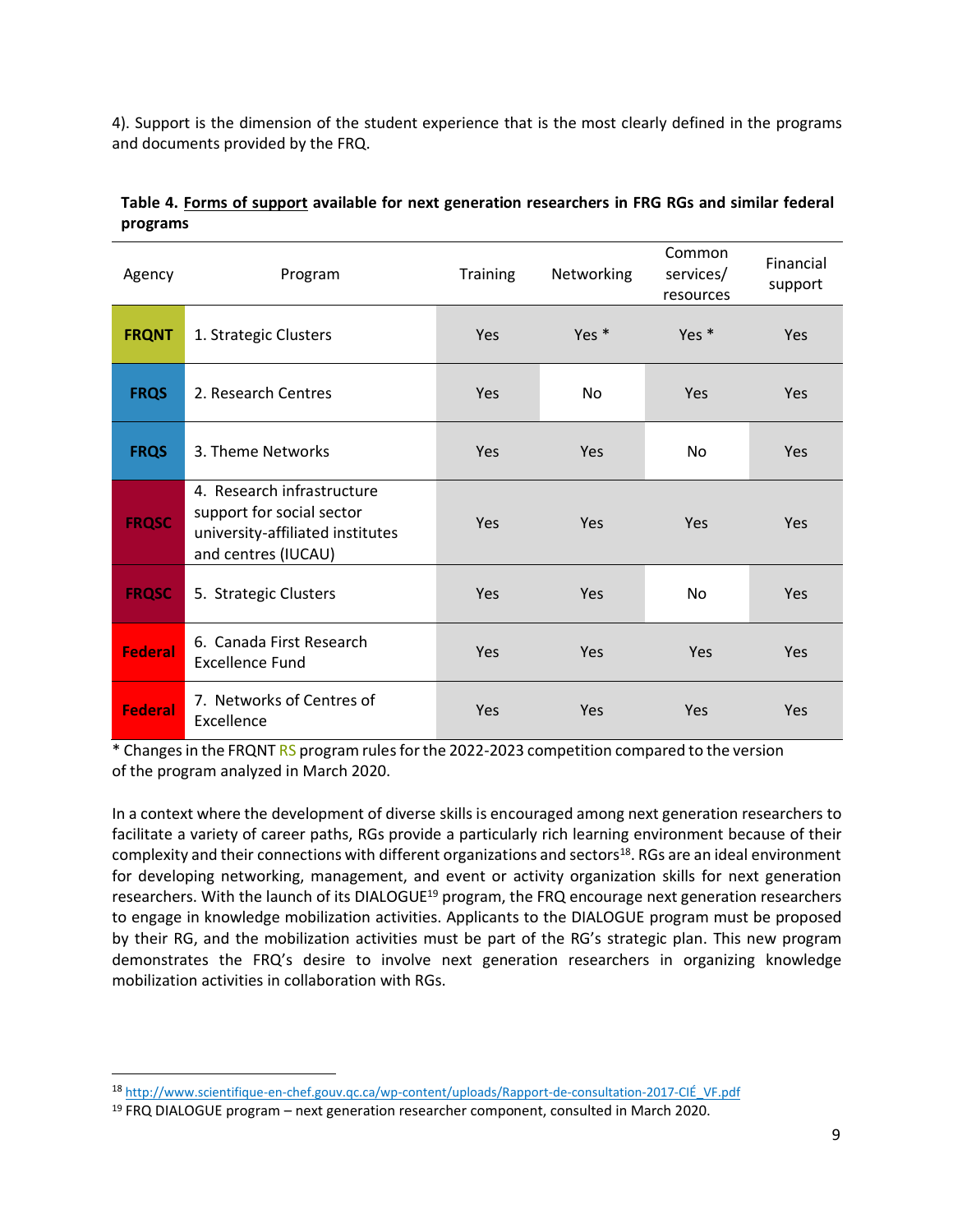4). Support is the dimension of the student experience that is the most clearly defined in the programs and documents provided by the FRQ.

**Table 4. Forms of support available for next generation researchers in FRG RGs and similar federal programs**

| Agency | Program | Training | Networking | Common services/ resources | Financial support |
|---|---|---|---|---|---|
| **FRQNT** | 1. Strategic Clusters | Yes | Yes * | Yes * | Yes |
| **FRQS** | 2. Research Centres | Yes | No | Yes | Yes |
| **FRQS** | 3. Theme Networks | Yes | Yes | No | Yes |
| **FRQSC** | 4. Research infrastructure support for social sector university-affiliated institutes and centres (IUCAU) | Yes | Yes | Yes | Yes |
| **FRQSC** | 5. Strategic Clusters | Yes | Yes | No | Yes |
| **Federal** | 6. Canada First Research Excellence Fund | Yes | Yes | Yes | Yes |
| **Federal** | 7. Networks of Centres of Excellence | Yes | Yes | Yes | Yes |

\* Changes in the FRQNT RS program rules for the 2022-2023 competition compared to the version of the program analyzed in March 2020.

In a context where the development of diverse skills is encouraged among next generation researchers to facilitate a variety of career paths, RGs provide a particularly rich learning environment because of their complexity and their connections with different organizations and sectors[18]. RGs are an ideal environment for developing networking, management, and event or activity organization skills for next generation researchers. With the launch of its DIALOGUE[19] program, the FRQ encourage next generation researchers to engage in knowledge mobilization activities. Applicants to the DIALOGUE program must be proposed by their RG, and the mobilization activities must be part of the RG's strategic plan. This new program demonstrates the FRQ's desire to involve next generation researchers in organizing knowledge mobilization activities in collaboration with RGs.

[18] http://www.scientifique-en-chef.gouv.qc.ca/wp-content/uploads/Rapport-de-consultation-2017-CIÉ_VF.pdf

[19] FRQ DIALOGUE program – next generation researcher component, consulted in March 2020.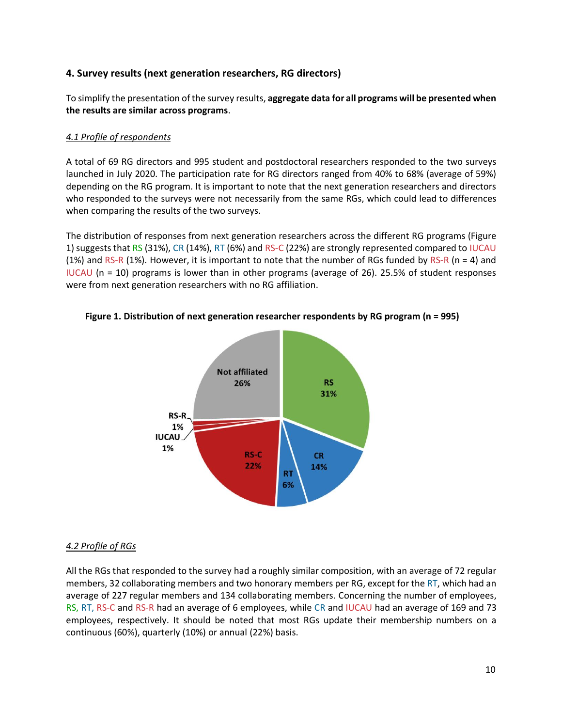## 4. Survey results (next generation researchers, RG directors)

To simplify the presentation of the survey results, **aggregate data for all programs will be presented when the results are similar across programs**.

### *4.1 Profile of respondents*

A total of 69 RG directors and 995 student and postdoctoral researchers responded to the two surveys launched in July 2020. The participation rate for RG directors ranged from 40% to 68% (average of 59%) depending on the RG program. It is important to note that the next generation researchers and directors who responded to the surveys were not necessarily from the same RGs, which could lead to differences when comparing the results of the two surveys.

The distribution of responses from next generation researchers across the different RG programs (Figure 1) suggests that RS (31%), CR (14%), RT (6%) and RS-C (22%) are strongly represented compared to IUCAU (1%) and RS-R (1%). However, it is important to note that the number of RGs funded by RS-R (n = 4) and IUCAU (n = 10) programs is lower than in other programs (average of 26). 25.5% of student responses were from next generation researchers with no RG affiliation.

**Figure 1. Distribution of next generation researcher respondents by RG program (n = 995)**

### *4.2 Profile of RGs*

All the RGs that responded to the survey had a roughly similar composition, with an average of 72 regular members, 32 collaborating members and two honorary members per RG, except for the RT, which had an average of 227 regular members and 134 collaborating members. Concerning the number of employees, RS, RT, RS-C and RS-R had an average of 6 employees, while CR and IUCAU had an average of 169 and 73 employees, respectively. It should be noted that most RGs update their membership numbers on a continuous (60%), quarterly (10%) or annual (22%) basis.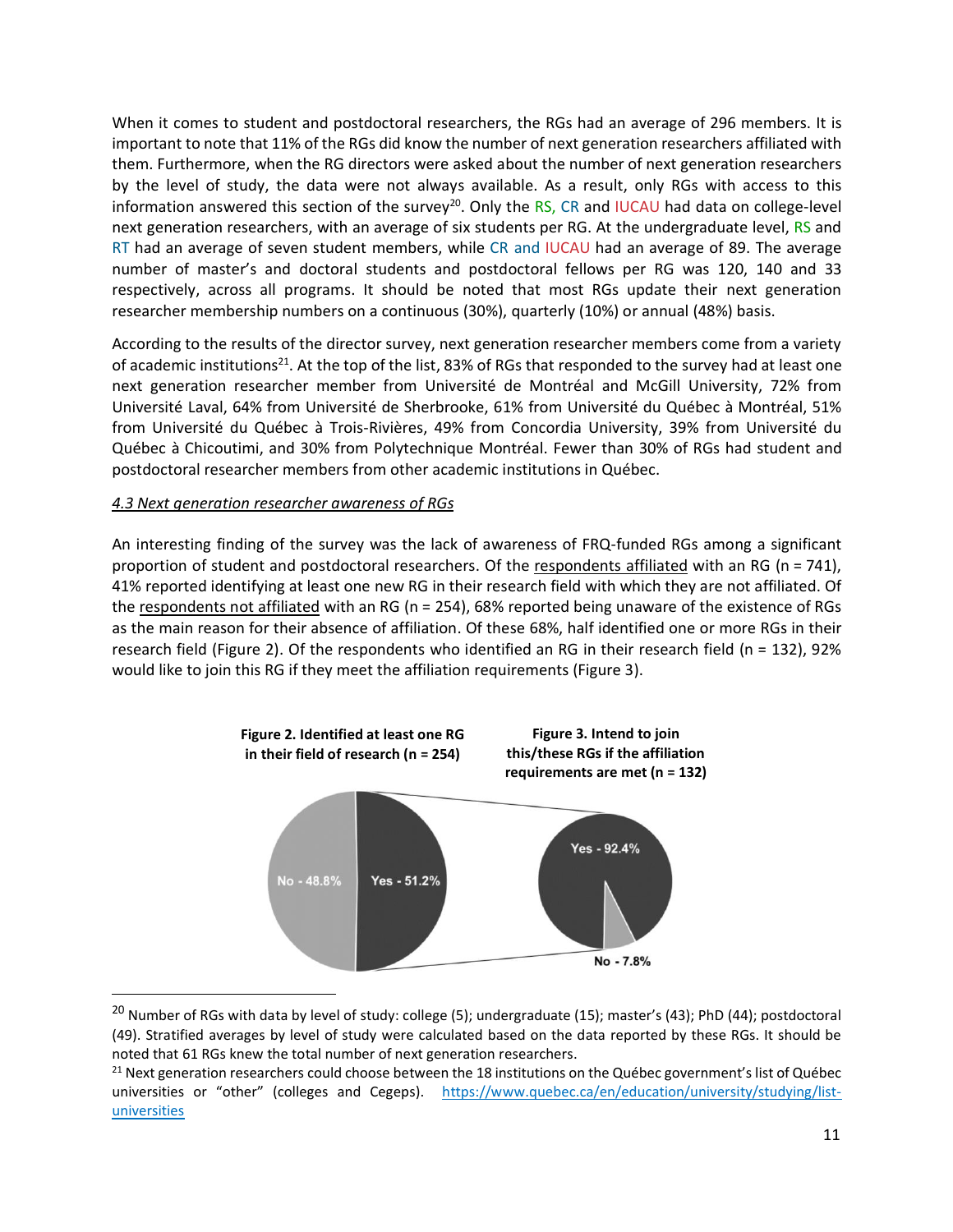When it comes to student and postdoctoral researchers, the RGs had an average of 296 members. It is important to note that 11% of the RGs did know the number of next generation researchers affiliated with them. Furthermore, when the RG directors were asked about the number of next generation researchers by the level of study, the data were not always available. As a result, only RGs with access to this information answered this section of the survey[20]. Only the RS, CR and IUCAU had data on college-level next generation researchers, with an average of six students per RG. At the undergraduate level, RS and RT had an average of seven student members, while CR and IUCAU had an average of 89. The average number of master's and doctoral students and postdoctoral fellows per RG was 120, 140 and 33 respectively, across all programs. It should be noted that most RGs update their next generation researcher membership numbers on a continuous (30%), quarterly (10%) or annual (48%) basis.

According to the results of the director survey, next generation researcher members come from a variety of academic institutions[21]. At the top of the list, 83% of RGs that responded to the survey had at least one next generation researcher member from Université de Montréal and McGill University, 72% from Université Laval, 64% from Université de Sherbrooke, 61% from Université du Québec à Montréal, 51% from Université du Québec à Trois-Rivières, 49% from Concordia University, 39% from Université du Québec à Chicoutimi, and 30% from Polytechnique Montréal. Fewer than 30% of RGs had student and postdoctoral researcher members from other academic institutions in Québec.

### *4.3 Next generation researcher awareness of RGs*

An interesting finding of the survey was the lack of awareness of FRQ-funded RGs among a significant proportion of student and postdoctoral researchers. Of the respondents affiliated with an RG (n = 741), 41% reported identifying at least one new RG in their research field with which they are not affiliated. Of the respondents not affiliated with an RG (n = 254), 68% reported being unaware of the existence of RGs as the main reason for their absence of affiliation. Of these 68%, half identified one or more RGs in their research field (Figure 2). Of the respondents who identified an RG in their research field (n = 132), 92% would like to join this RG if they meet the affiliation requirements (Figure 3).

**Figure 2. Identified at least one RG in their field of research (n = 254)**

No - 48.8%
Yes - 51.2%

**Figure 3. Intend to join this/these RGs if the affiliation requirements are met (n = 132)**

Yes - 92.4%
No - 7.8%

---

[20] Number of RGs with data by level of study: college (5); undergraduate (15); master's (43); PhD (44); postdoctoral (49). Stratified averages by level of study were calculated based on the data reported by these RGs. It should be noted that 61 RGs knew the total number of next generation researchers.

[21] Next generation researchers could choose between the 18 institutions on the Québec government's list of Québec universities or "other" (colleges and Cegeps). https://www.quebec.ca/en/education/university/studying/list-universities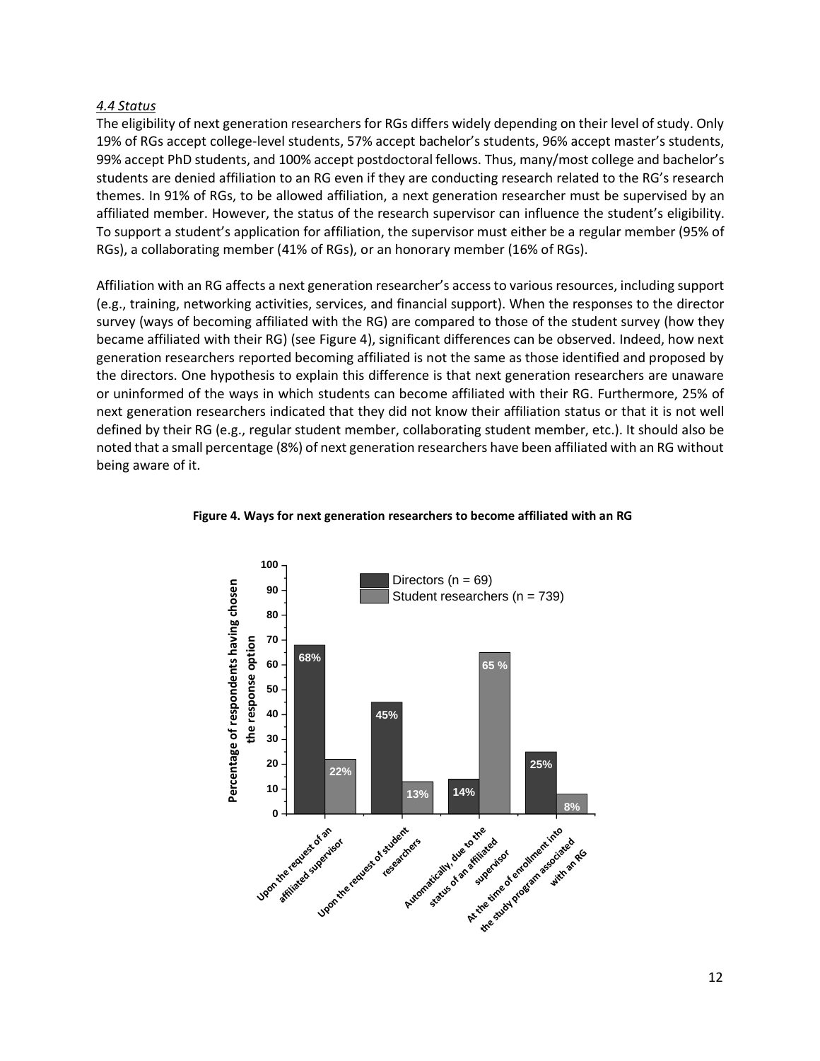### *4.4 Status*

The eligibility of next generation researchers for RGs differs widely depending on their level of study. Only 19% of RGs accept college-level students, 57% accept bachelor's students, 96% accept master's students, 99% accept PhD students, and 100% accept postdoctoral fellows. Thus, many/most college and bachelor's students are denied affiliation to an RG even if they are conducting research related to the RG's research themes. In 91% of RGs, to be allowed affiliation, a next generation researcher must be supervised by an affiliated member. However, the status of the research supervisor can influence the student's eligibility. To support a student's application for affiliation, the supervisor must either be a regular member (95% of RGs), a collaborating member (41% of RGs), or an honorary member (16% of RGs).

Affiliation with an RG affects a next generation researcher's access to various resources, including support (e.g., training, networking activities, services, and financial support). When the responses to the director survey (ways of becoming affiliated with the RG) are compared to those of the student survey (how they became affiliated with their RG) (see Figure 4), significant differences can be observed. Indeed, how next generation researchers reported becoming affiliated is not the same as those identified and proposed by the directors. One hypothesis to explain this difference is that next generation researchers are unaware or uninformed of the ways in which students can become affiliated with their RG. Furthermore, 25% of next generation researchers indicated that they did not know their affiliation status or that it is not well defined by their RG (e.g., regular student member, collaborating student member, etc.). It should also be noted that a small percentage (8%) of next generation researchers have been affiliated with an RG without being aware of it.

**Figure 4. Ways for next generation researchers to become affiliated with an RG**

| Way of becoming affiliated | Directors (n = 69) | Student researchers (n = 739) |
| --- | --- | --- |
| Upon the request of an affiliated supervisor | 68% | 22% |
| Upon the request of student researchers | 45% | 13% |
| Automatically, due to the status of an affiliated supervisor | 14% | 65 % |
| At the time of enrollment into the study program associated with an RG | 25% | 8% |

*Y-axis: Percentage of respondents having chosen the response option*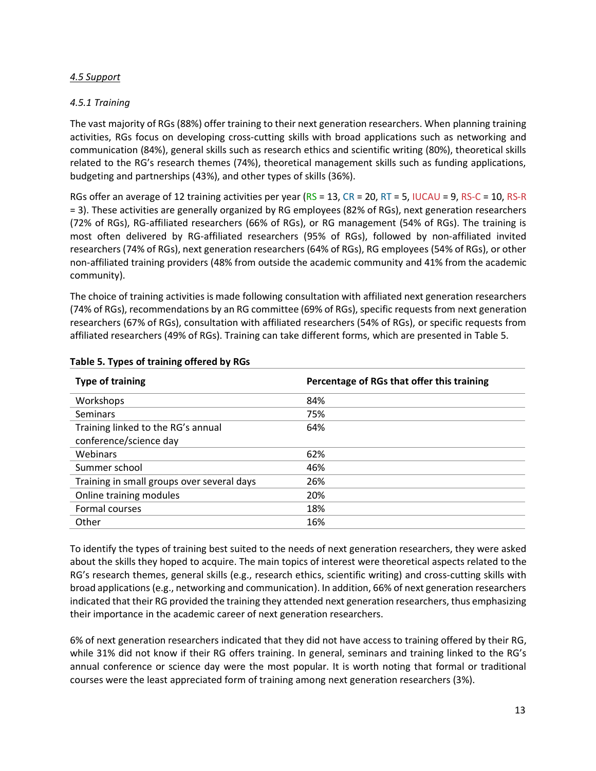*4.5 Support*

*4.5.1 Training*

The vast majority of RGs (88%) offer training to their next generation researchers. When planning training activities, RGs focus on developing cross-cutting skills with broad applications such as networking and communication (84%), general skills such as research ethics and scientific writing (80%), theoretical skills related to the RG's research themes (74%), theoretical management skills such as funding applications, budgeting and partnerships (43%), and other types of skills (36%).

RGs offer an average of 12 training activities per year (RS = 13, CR = 20, RT = 5, IUCAU = 9, RS-C = 10, RS-R = 3). These activities are generally organized by RG employees (82% of RGs), next generation researchers (72% of RGs), RG-affiliated researchers (66% of RGs), or RG management (54% of RGs). The training is most often delivered by RG-affiliated researchers (95% of RGs), followed by non-affiliated invited researchers (74% of RGs), next generation researchers (64% of RGs), RG employees (54% of RGs), or other non-affiliated training providers (48% from outside the academic community and 41% from the academic community).

The choice of training activities is made following consultation with affiliated next generation researchers (74% of RGs), recommendations by an RG committee (69% of RGs), specific requests from next generation researchers (67% of RGs), consultation with affiliated researchers (54% of RGs), or specific requests from affiliated researchers (49% of RGs). Training can take different forms, which are presented in Table 5.

**Table 5. Types of training offered by RGs**

| Type of training | Percentage of RGs that offer this training |
|---|---|
| Workshops | 84% |
| Seminars | 75% |
| Training linked to the RG's annual conference/science day | 64% |
| Webinars | 62% |
| Summer school | 46% |
| Training in small groups over several days | 26% |
| Online training modules | 20% |
| Formal courses | 18% |
| Other | 16% |

To identify the types of training best suited to the needs of next generation researchers, they were asked about the skills they hoped to acquire. The main topics of interest were theoretical aspects related to the RG's research themes, general skills (e.g., research ethics, scientific writing) and cross-cutting skills with broad applications (e.g., networking and communication). In addition, 66% of next generation researchers indicated that their RG provided the training they attended next generation researchers, thus emphasizing their importance in the academic career of next generation researchers.

6% of next generation researchers indicated that they did not have access to training offered by their RG, while 31% did not know if their RG offers training. In general, seminars and training linked to the RG's annual conference or science day were the most popular. It is worth noting that formal or traditional courses were the least appreciated form of training among next generation researchers (3%).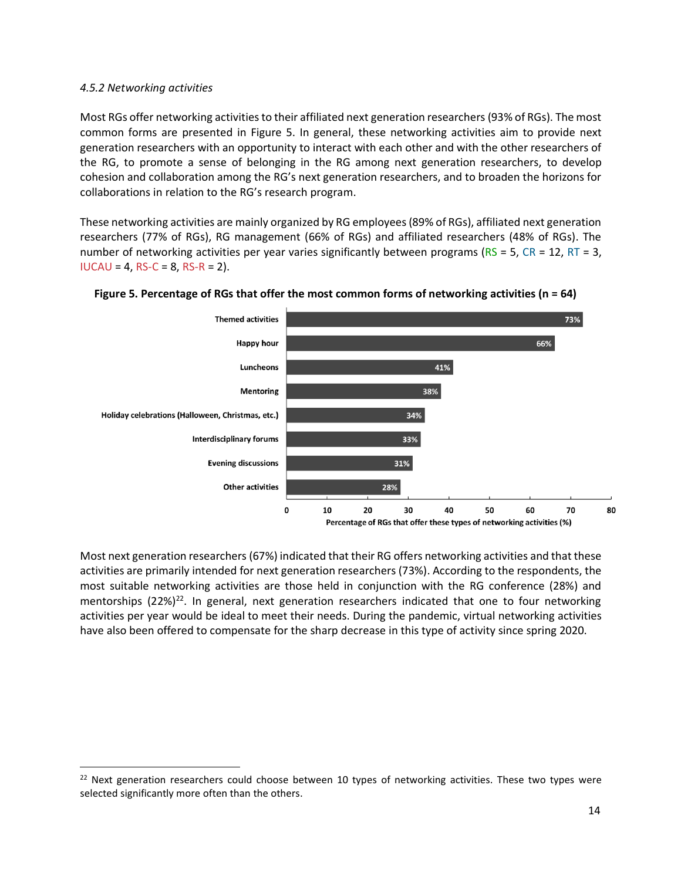*4.5.2 Networking activities*

Most RGs offer networking activities to their affiliated next generation researchers (93% of RGs). The most common forms are presented in Figure 5. In general, these networking activities aim to provide next generation researchers with an opportunity to interact with each other and with the other researchers of the RG, to promote a sense of belonging in the RG among next generation researchers, to develop cohesion and collaboration among the RG's next generation researchers, and to broaden the horizons for collaborations in relation to the RG's research program.

These networking activities are mainly organized by RG employees (89% of RGs), affiliated next generation researchers (77% of RGs), RG management (66% of RGs) and affiliated researchers (48% of RGs). The number of networking activities per year varies significantly between programs (RS = 5, CR = 12, RT = 3, IUCAU = 4, RS-C = 8, RS-R = 2).

**Figure 5. Percentage of RGs that offer the most common forms of networking activities (n = 64)**

| Networking activity | Percentage of RGs that offer these types of networking activities (%) |
| --- | --- |
| Themed activities | 73% |
| Happy hour | 66% |
| Luncheons | 41% |
| Mentoring | 38% |
| Holiday celebrations (Halloween, Christmas, etc.) | 34% |
| Interdisciplinary forums | 33% |
| Evening discussions | 31% |
| Other activities | 28% |

Most next generation researchers (67%) indicated that their RG offers networking activities and that these activities are primarily intended for next generation researchers (73%). According to the respondents, the most suitable networking activities are those held in conjunction with the RG conference (28%) and mentorships (22%)[22]. In general, next generation researchers indicated that one to four networking activities per year would be ideal to meet their needs. During the pandemic, virtual networking activities have also been offered to compensate for the sharp decrease in this type of activity since spring 2020.

---

[22] Next generation researchers could choose between 10 types of networking activities. These two types were selected significantly more often than the others.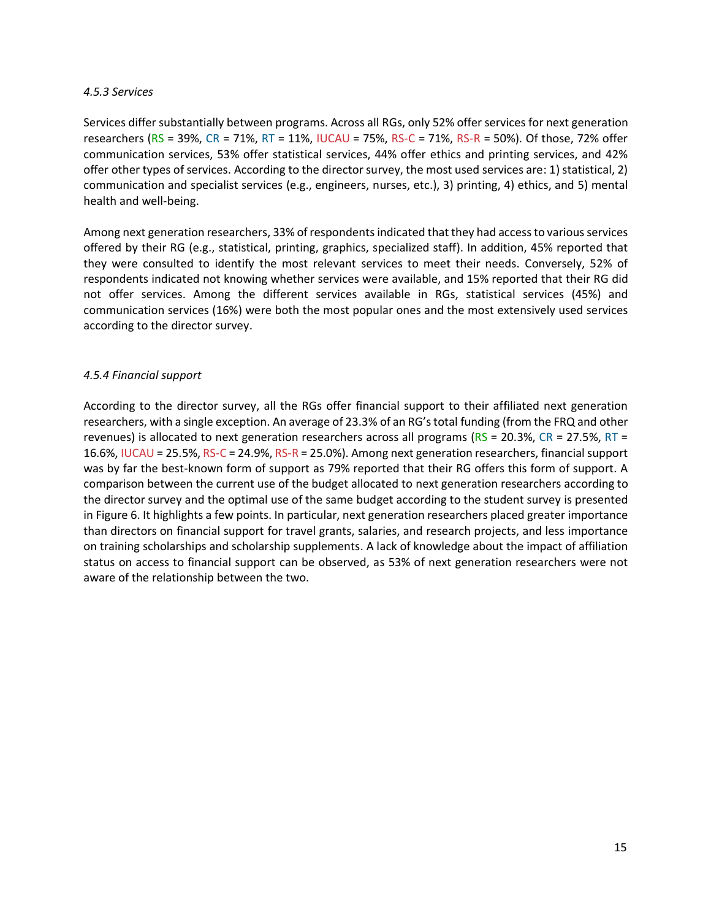#### *4.5.3 Services*

Services differ substantially between programs. Across all RGs, only 52% offer services for next generation researchers (RS = 39%, CR = 71%, RT = 11%, IUCAU = 75%, RS-C = 71%, RS-R = 50%). Of those, 72% offer communication services, 53% offer statistical services, 44% offer ethics and printing services, and 42% offer other types of services. According to the director survey, the most used services are: 1) statistical, 2) communication and specialist services (e.g., engineers, nurses, etc.), 3) printing, 4) ethics, and 5) mental health and well-being.

Among next generation researchers, 33% of respondents indicated that they had access to various services offered by their RG (e.g., statistical, printing, graphics, specialized staff). In addition, 45% reported that they were consulted to identify the most relevant services to meet their needs. Conversely, 52% of respondents indicated not knowing whether services were available, and 15% reported that their RG did not offer services. Among the different services available in RGs, statistical services (45%) and communication services (16%) were both the most popular ones and the most extensively used services according to the director survey.

#### *4.5.4 Financial support*

According to the director survey, all the RGs offer financial support to their affiliated next generation researchers, with a single exception. An average of 23.3% of an RG's total funding (from the FRQ and other revenues) is allocated to next generation researchers across all programs (RS = 20.3%, CR = 27.5%, RT = 16.6%, IUCAU = 25.5%, RS-C = 24.9%, RS-R = 25.0%). Among next generation researchers, financial support was by far the best-known form of support as 79% reported that their RG offers this form of support. A comparison between the current use of the budget allocated to next generation researchers according to the director survey and the optimal use of the same budget according to the student survey is presented in Figure 6. It highlights a few points. In particular, next generation researchers placed greater importance than directors on financial support for travel grants, salaries, and research projects, and less importance on training scholarships and scholarship supplements. A lack of knowledge about the impact of affiliation status on access to financial support can be observed, as 53% of next generation researchers were not aware of the relationship between the two.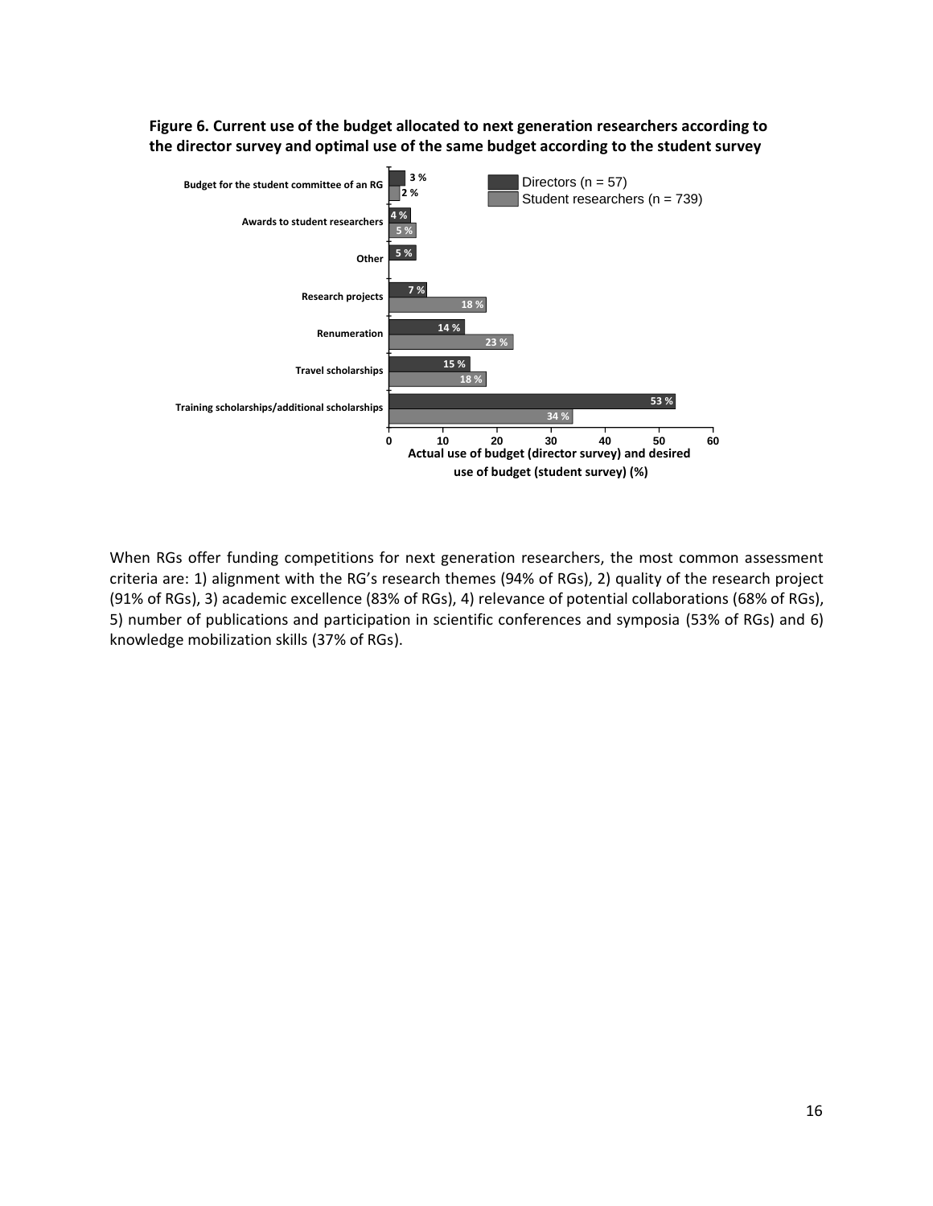**Figure 6. Current use of the budget allocated to next generation researchers according to the director survey and optimal use of the same budget according to the student survey**

| Budget use | Directors (n = 57) | Student researchers (n = 739) |
| --- | --- | --- |
| Budget for the student committee of an RG | 3 % | 2 % |
| Awards to student researchers | 4 % | 5 % |
| Other | 5 % | |
| Research projects | 7 % | 18 % |
| Renumeration | 14 % | 23 % |
| Travel scholarships | 15 % | 18 % |
| Training scholarships/additional scholarships | 53 % | 34 % |

Actual use of budget (director survey) and desired use of budget (student survey) (%)

When RGs offer funding competitions for next generation researchers, the most common assessment criteria are: 1) alignment with the RG's research themes (94% of RGs), 2) quality of the research project (91% of RGs), 3) academic excellence (83% of RGs), 4) relevance of potential collaborations (68% of RGs), 5) number of publications and participation in scientific conferences and symposia (53% of RGs) and 6) knowledge mobilization skills (37% of RGs).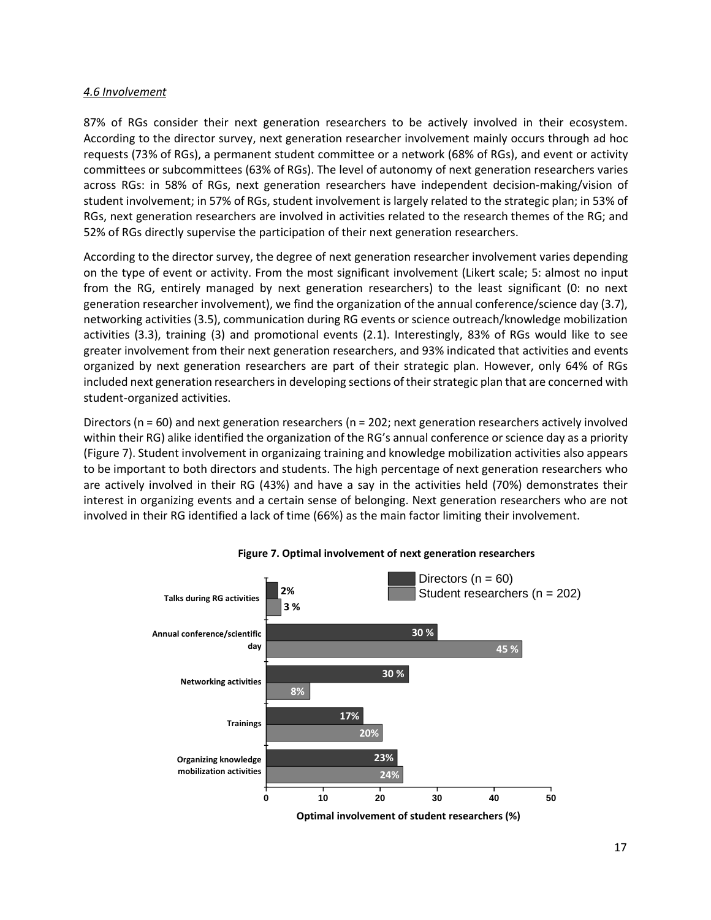*4.6 Involvement*

87% of RGs consider their next generation researchers to be actively involved in their ecosystem. According to the director survey, next generation researcher involvement mainly occurs through ad hoc requests (73% of RGs), a permanent student committee or a network (68% of RGs), and event or activity committees or subcommittees (63% of RGs). The level of autonomy of next generation researchers varies across RGs: in 58% of RGs, next generation researchers have independent decision-making/vision of student involvement; in 57% of RGs, student involvement is largely related to the strategic plan; in 53% of RGs, next generation researchers are involved in activities related to the research themes of the RG; and 52% of RGs directly supervise the participation of their next generation researchers.

According to the director survey, the degree of next generation researcher involvement varies depending on the type of event or activity. From the most significant involvement (Likert scale; 5: almost no input from the RG, entirely managed by next generation researchers) to the least significant (0: no next generation researcher involvement), we find the organization of the annual conference/science day (3.7), networking activities (3.5), communication during RG events or science outreach/knowledge mobilization activities (3.3), training (3) and promotional events (2.1). Interestingly, 83% of RGs would like to see greater involvement from their next generation researchers, and 93% indicated that activities and events organized by next generation researchers are part of their strategic plan. However, only 64% of RGs included next generation researchers in developing sections of their strategic plan that are concerned with student-organized activities.

Directors (n = 60) and next generation researchers (n = 202; next generation researchers actively involved within their RG) alike identified the organization of the RG's annual conference or science day as a priority (Figure 7). Student involvement in organizaing training and knowledge mobilization activities also appears to be important to both directors and students. The high percentage of next generation researchers who are actively involved in their RG (43%) and have a say in the activities held (70%) demonstrates their interest in organizing events and a certain sense of belonging. Next generation researchers who are not involved in their RG identified a lack of time (66%) as the main factor limiting their involvement.

**Figure 7. Optimal involvement of next generation researchers**

| Activity | Directors (n = 60) | Student researchers (n = 202) |
|---|---|---|
| Talks during RG activities | 2% | 3 % |
| Annual conference/scientific day | 30 % | 45 % |
| Networking activities | 30 % | 8% |
| Trainings | 17% | 20% |
| Organizing knowledge mobilization activities | 23% | 24% |

Optimal involvement of student researchers (%)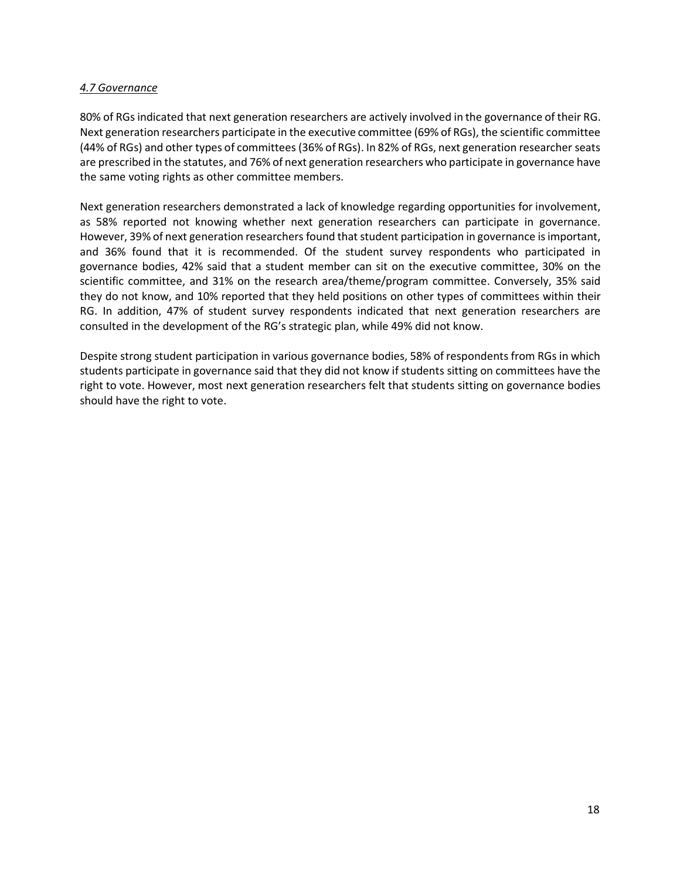### *4.7 Governance*

80% of RGs indicated that next generation researchers are actively involved in the governance of their RG. Next generation researchers participate in the executive committee (69% of RGs), the scientific committee (44% of RGs) and other types of committees (36% of RGs). In 82% of RGs, next generation researcher seats are prescribed in the statutes, and 76% of next generation researchers who participate in governance have the same voting rights as other committee members.

Next generation researchers demonstrated a lack of knowledge regarding opportunities for involvement, as 58% reported not knowing whether next generation researchers can participate in governance. However, 39% of next generation researchers found that student participation in governance is important, and 36% found that it is recommended. Of the student survey respondents who participated in governance bodies, 42% said that a student member can sit on the executive committee, 30% on the scientific committee, and 31% on the research area/theme/program committee. Conversely, 35% said they do not know, and 10% reported that they held positions on other types of committees within their RG. In addition, 47% of student survey respondents indicated that next generation researchers are consulted in the development of the RG's strategic plan, while 49% did not know.

Despite strong student participation in various governance bodies, 58% of respondents from RGs in which students participate in governance said that they did not know if students sitting on committees have the right to vote. However, most next generation researchers felt that students sitting on governance bodies should have the right to vote.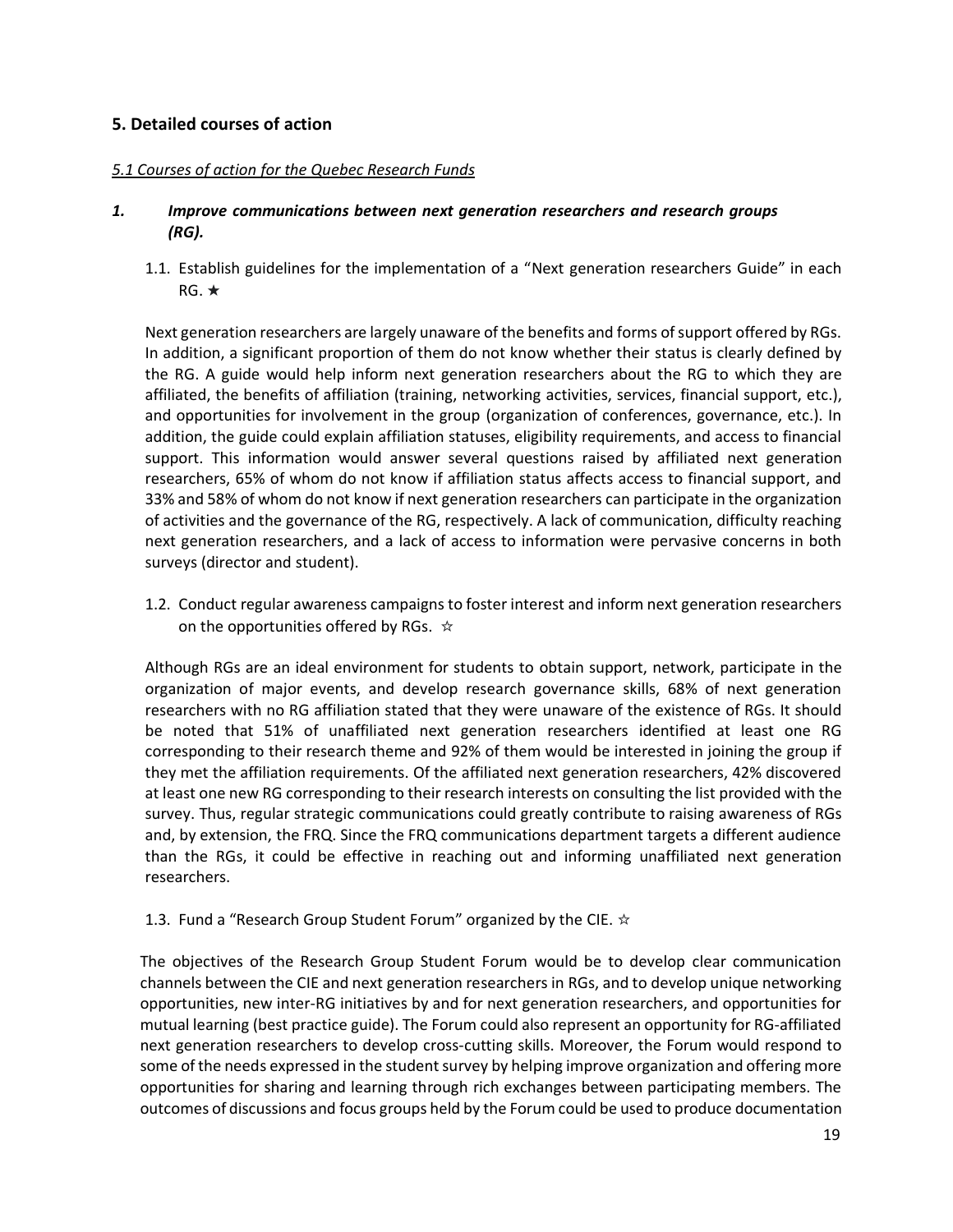## 5. Detailed courses of action

### *5.1 Courses of action for the Quebec Research Funds*

### *1. Improve communications between next generation researchers and research groups (RG).*

1.1. Establish guidelines for the implementation of a "Next generation researchers Guide" in each RG. ★

Next generation researchers are largely unaware of the benefits and forms of support offered by RGs. In addition, a significant proportion of them do not know whether their status is clearly defined by the RG. A guide would help inform next generation researchers about the RG to which they are affiliated, the benefits of affiliation (training, networking activities, services, financial support, etc.), and opportunities for involvement in the group (organization of conferences, governance, etc.). In addition, the guide could explain affiliation statuses, eligibility requirements, and access to financial support. This information would answer several questions raised by affiliated next generation researchers, 65% of whom do not know if affiliation status affects access to financial support, and 33% and 58% of whom do not know if next generation researchers can participate in the organization of activities and the governance of the RG, respectively. A lack of communication, difficulty reaching next generation researchers, and a lack of access to information were pervasive concerns in both surveys (director and student).

1.2. Conduct regular awareness campaigns to foster interest and inform next generation researchers on the opportunities offered by RGs. ☆

Although RGs are an ideal environment for students to obtain support, network, participate in the organization of major events, and develop research governance skills, 68% of next generation researchers with no RG affiliation stated that they were unaware of the existence of RGs. It should be noted that 51% of unaffiliated next generation researchers identified at least one RG corresponding to their research theme and 92% of them would be interested in joining the group if they met the affiliation requirements. Of the affiliated next generation researchers, 42% discovered at least one new RG corresponding to their research interests on consulting the list provided with the survey. Thus, regular strategic communications could greatly contribute to raising awareness of RGs and, by extension, the FRQ. Since the FRQ communications department targets a different audience than the RGs, it could be effective in reaching out and informing unaffiliated next generation researchers.

1.3. Fund a "Research Group Student Forum" organized by the CIE. ☆

The objectives of the Research Group Student Forum would be to develop clear communication channels between the CIE and next generation researchers in RGs, and to develop unique networking opportunities, new inter-RG initiatives by and for next generation researchers, and opportunities for mutual learning (best practice guide). The Forum could also represent an opportunity for RG-affiliated next generation researchers to develop cross-cutting skills. Moreover, the Forum would respond to some of the needs expressed in the student survey by helping improve organization and offering more opportunities for sharing and learning through rich exchanges between participating members. The outcomes of discussions and focus groups held by the Forum could be used to produce documentation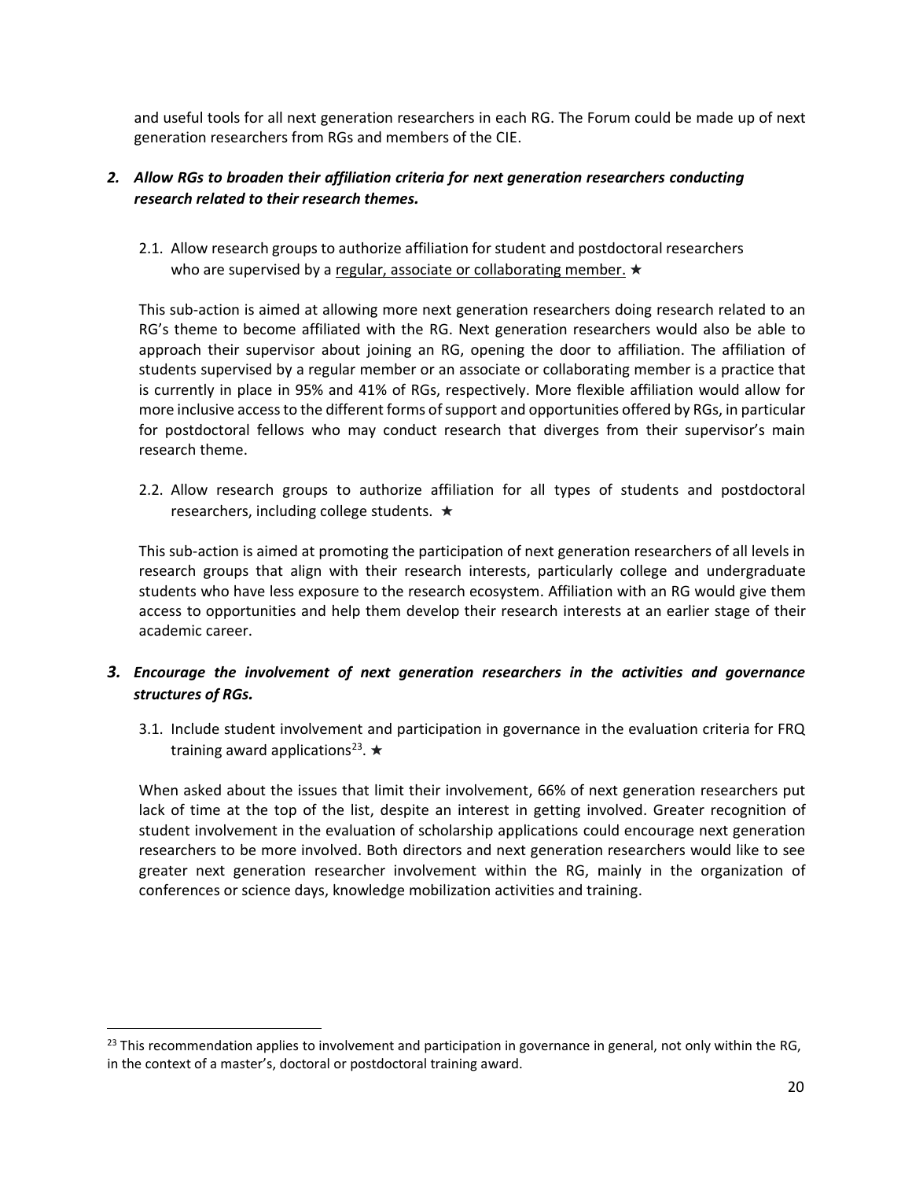and useful tools for all next generation researchers in each RG. The Forum could be made up of next generation researchers from RGs and members of the CIE.

### *2. Allow RGs to broaden their affiliation criteria for next generation researchers conducting research related to their research themes.*

2.1. Allow research groups to authorize affiliation for student and postdoctoral researchers who are supervised by a regular, associate or collaborating member. ★

This sub-action is aimed at allowing more next generation researchers doing research related to an RG's theme to become affiliated with the RG. Next generation researchers would also be able to approach their supervisor about joining an RG, opening the door to affiliation. The affiliation of students supervised by a regular member or an associate or collaborating member is a practice that is currently in place in 95% and 41% of RGs, respectively. More flexible affiliation would allow for more inclusive access to the different forms of support and opportunities offered by RGs, in particular for postdoctoral fellows who may conduct research that diverges from their supervisor's main research theme.

2.2. Allow research groups to authorize affiliation for all types of students and postdoctoral researchers, including college students. ★

This sub-action is aimed at promoting the participation of next generation researchers of all levels in research groups that align with their research interests, particularly college and undergraduate students who have less exposure to the research ecosystem. Affiliation with an RG would give them access to opportunities and help them develop their research interests at an earlier stage of their academic career.

### *3. Encourage the involvement of next generation researchers in the activities and governance structures of RGs.*

3.1. Include student involvement and participation in governance in the evaluation criteria for FRQ training award applications[23]. ★

When asked about the issues that limit their involvement, 66% of next generation researchers put lack of time at the top of the list, despite an interest in getting involved. Greater recognition of student involvement in the evaluation of scholarship applications could encourage next generation researchers to be more involved. Both directors and next generation researchers would like to see greater next generation researcher involvement within the RG, mainly in the organization of conferences or science days, knowledge mobilization activities and training.

[23] This recommendation applies to involvement and participation in governance in general, not only within the RG, in the context of a master's, doctoral or postdoctoral training award.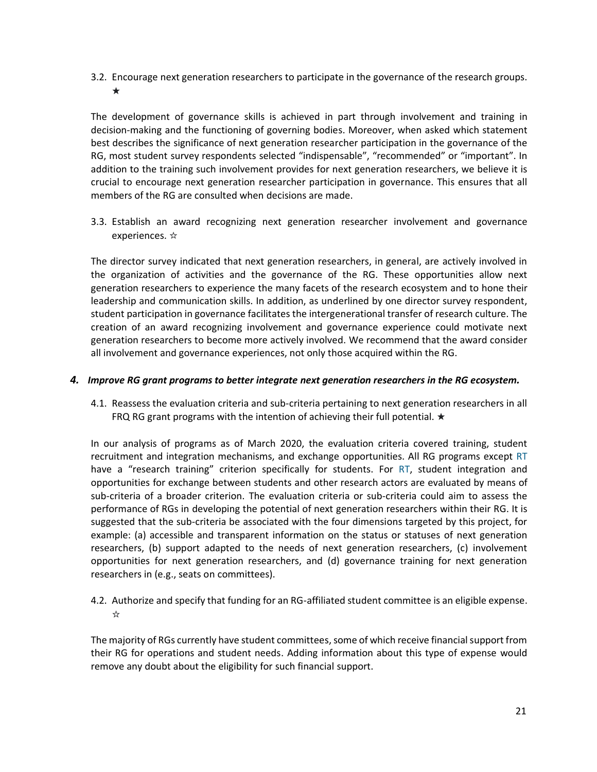3.2. Encourage next generation researchers to participate in the governance of the research groups. ★

The development of governance skills is achieved in part through involvement and training in decision-making and the functioning of governing bodies. Moreover, when asked which statement best describes the significance of next generation researcher participation in the governance of the RG, most student survey respondents selected "indispensable", "recommended" or "important". In addition to the training such involvement provides for next generation researchers, we believe it is crucial to encourage next generation researcher participation in governance. This ensures that all members of the RG are consulted when decisions are made.

3.3. Establish an award recognizing next generation researcher involvement and governance experiences. ☆

The director survey indicated that next generation researchers, in general, are actively involved in the organization of activities and the governance of the RG. These opportunities allow next generation researchers to experience the many facets of the research ecosystem and to hone their leadership and communication skills. In addition, as underlined by one director survey respondent, student participation in governance facilitates the intergenerational transfer of research culture. The creation of an award recognizing involvement and governance experience could motivate next generation researchers to become more actively involved. We recommend that the award consider all involvement and governance experiences, not only those acquired within the RG.

### *4. Improve RG grant programs to better integrate next generation researchers in the RG ecosystem.*

4.1. Reassess the evaluation criteria and sub-criteria pertaining to next generation researchers in all FRQ RG grant programs with the intention of achieving their full potential. ★

In our analysis of programs as of March 2020, the evaluation criteria covered training, student recruitment and integration mechanisms, and exchange opportunities. All RG programs except RT have a "research training" criterion specifically for students. For RT, student integration and opportunities for exchange between students and other research actors are evaluated by means of sub-criteria of a broader criterion. The evaluation criteria or sub-criteria could aim to assess the performance of RGs in developing the potential of next generation researchers within their RG. It is suggested that the sub-criteria be associated with the four dimensions targeted by this project, for example: (a) accessible and transparent information on the status or statuses of next generation researchers, (b) support adapted to the needs of next generation researchers, (c) involvement opportunities for next generation researchers, and (d) governance training for next generation researchers in (e.g., seats on committees).

4.2. Authorize and specify that funding for an RG-affiliated student committee is an eligible expense. ☆

The majority of RGs currently have student committees, some of which receive financial support from their RG for operations and student needs. Adding information about this type of expense would remove any doubt about the eligibility for such financial support.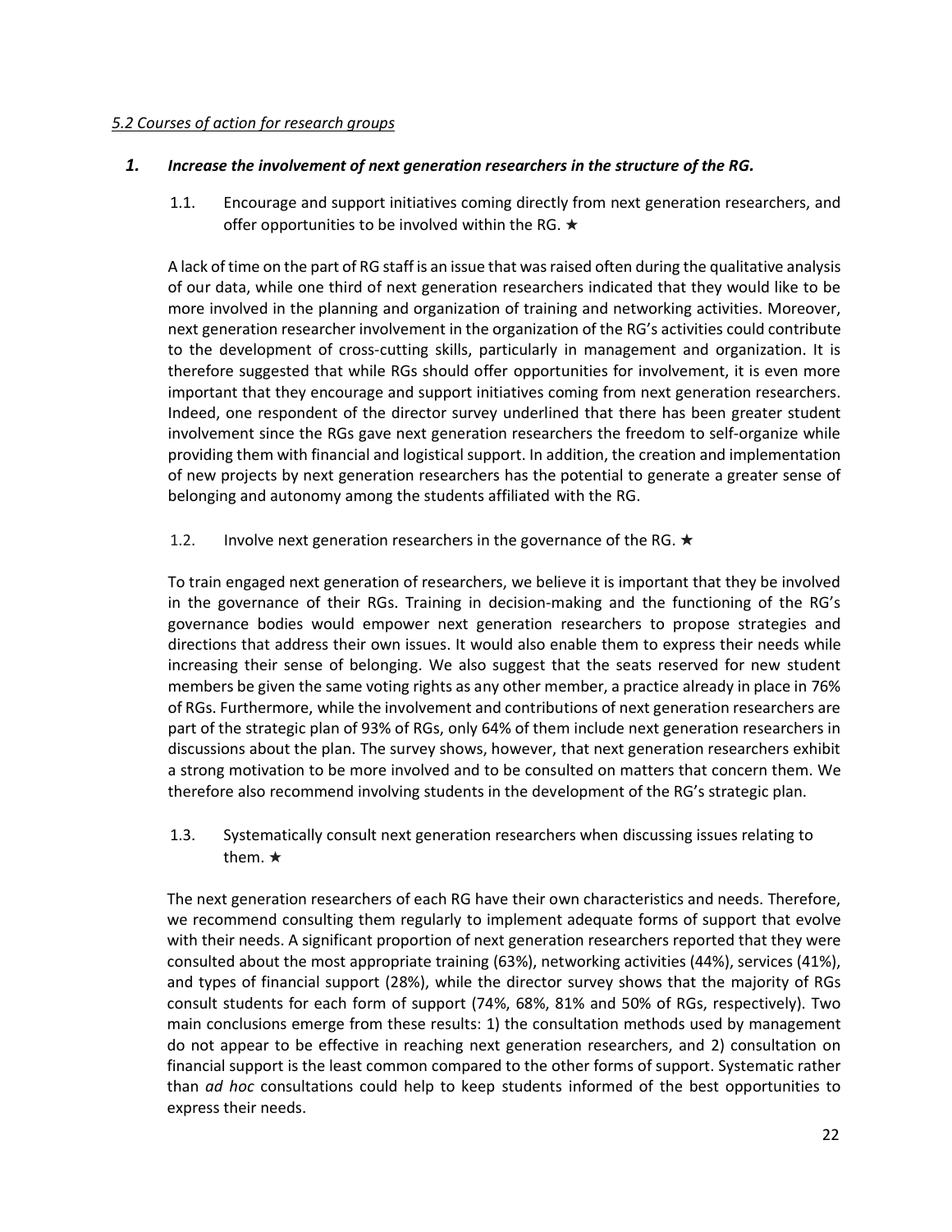*5.2 Courses of action for research groups*

## 1. *Increase the involvement of next generation researchers in the structure of the RG.*

### 1.1. Encourage and support initiatives coming directly from next generation researchers, and offer opportunities to be involved within the RG. ★

A lack of time on the part of RG staff is an issue that was raised often during the qualitative analysis of our data, while one third of next generation researchers indicated that they would like to be more involved in the planning and organization of training and networking activities. Moreover, next generation researcher involvement in the organization of the RG's activities could contribute to the development of cross-cutting skills, particularly in management and organization. It is therefore suggested that while RGs should offer opportunities for involvement, it is even more important that they encourage and support initiatives coming from next generation researchers. Indeed, one respondent of the director survey underlined that there has been greater student involvement since the RGs gave next generation researchers the freedom to self-organize while providing them with financial and logistical support. In addition, the creation and implementation of new projects by next generation researchers has the potential to generate a greater sense of belonging and autonomy among the students affiliated with the RG.

### 1.2. Involve next generation researchers in the governance of the RG. ★

To train engaged next generation of researchers, we believe it is important that they be involved in the governance of their RGs. Training in decision-making and the functioning of the RG's governance bodies would empower next generation researchers to propose strategies and directions that address their own issues. It would also enable them to express their needs while increasing their sense of belonging. We also suggest that the seats reserved for new student members be given the same voting rights as any other member, a practice already in place in 76% of RGs. Furthermore, while the involvement and contributions of next generation researchers are part of the strategic plan of 93% of RGs, only 64% of them include next generation researchers in discussions about the plan. The survey shows, however, that next generation researchers exhibit a strong motivation to be more involved and to be consulted on matters that concern them. We therefore also recommend involving students in the development of the RG's strategic plan.

### 1.3. Systematically consult next generation researchers when discussing issues relating to them. ★

The next generation researchers of each RG have their own characteristics and needs. Therefore, we recommend consulting them regularly to implement adequate forms of support that evolve with their needs. A significant proportion of next generation researchers reported that they were consulted about the most appropriate training (63%), networking activities (44%), services (41%), and types of financial support (28%), while the director survey shows that the majority of RGs consult students for each form of support (74%, 68%, 81% and 50% of RGs, respectively). Two main conclusions emerge from these results: 1) the consultation methods used by management do not appear to be effective in reaching next generation researchers, and 2) consultation on financial support is the least common compared to the other forms of support. Systematic rather than *ad hoc* consultations could help to keep students informed of the best opportunities to express their needs.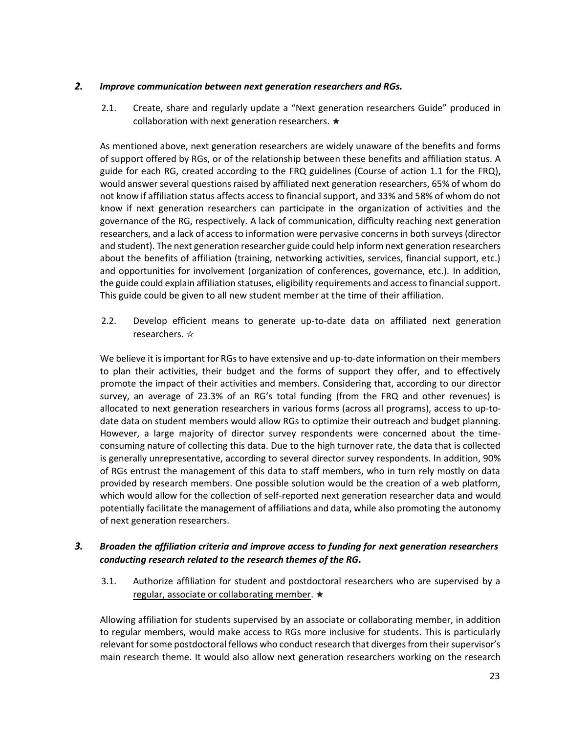## *2. Improve communication between next generation researchers and RGs.*

2.1. Create, share and regularly update a "Next generation researchers Guide" produced in collaboration with next generation researchers. ★

As mentioned above, next generation researchers are widely unaware of the benefits and forms of support offered by RGs, or of the relationship between these benefits and affiliation status. A guide for each RG, created according to the FRQ guidelines (Course of action 1.1 for the FRQ), would answer several questions raised by affiliated next generation researchers, 65% of whom do not know if affiliation status affects access to financial support, and 33% and 58% of whom do not know if next generation researchers can participate in the organization of activities and the governance of the RG, respectively. A lack of communication, difficulty reaching next generation researchers, and a lack of access to information were pervasive concerns in both surveys (director and student). The next generation researcher guide could help inform next generation researchers about the benefits of affiliation (training, networking activities, services, financial support, etc.) and opportunities for involvement (organization of conferences, governance, etc.). In addition, the guide could explain affiliation statuses, eligibility requirements and access to financial support. This guide could be given to all new student member at the time of their affiliation.

2.2. Develop efficient means to generate up-to-date data on affiliated next generation researchers. ☆

We believe it is important for RGs to have extensive and up-to-date information on their members to plan their activities, their budget and the forms of support they offer, and to effectively promote the impact of their activities and members. Considering that, according to our director survey, an average of 23.3% of an RG's total funding (from the FRQ and other revenues) is allocated to next generation researchers in various forms (across all programs), access to up-to-date data on student members would allow RGs to optimize their outreach and budget planning. However, a large majority of director survey respondents were concerned about the time-consuming nature of collecting this data. Due to the high turnover rate, the data that is collected is generally unrepresentative, according to several director survey respondents. In addition, 90% of RGs entrust the management of this data to staff members, who in turn rely mostly on data provided by research members. One possible solution would be the creation of a web platform, which would allow for the collection of self-reported next generation researcher data and would potentially facilitate the management of affiliations and data, while also promoting the autonomy of next generation researchers.

## *3. Broaden the affiliation criteria and improve access to funding for next generation researchers conducting research related to the research themes of the RG.*

3.1. Authorize affiliation for student and postdoctoral researchers who are supervised by a regular, associate or collaborating member. ★

Allowing affiliation for students supervised by an associate or collaborating member, in addition to regular members, would make access to RGs more inclusive for students. This is particularly relevant for some postdoctoral fellows who conduct research that diverges from their supervisor's main research theme. It would also allow next generation researchers working on the research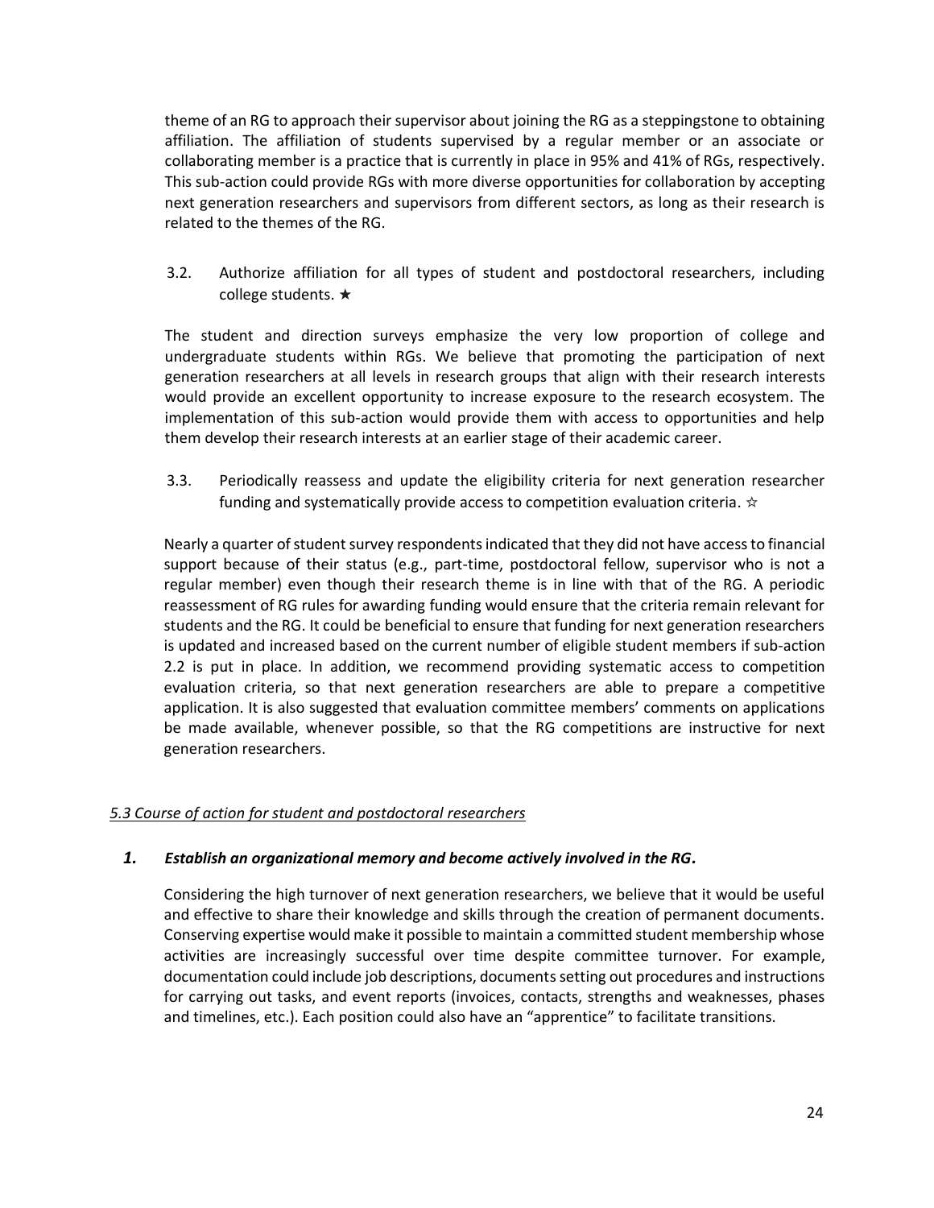theme of an RG to approach their supervisor about joining the RG as a steppingstone to obtaining affiliation. The affiliation of students supervised by a regular member or an associate or collaborating member is a practice that is currently in place in 95% and 41% of RGs, respectively. This sub-action could provide RGs with more diverse opportunities for collaboration by accepting next generation researchers and supervisors from different sectors, as long as their research is related to the themes of the RG.

3.2. Authorize affiliation for all types of student and postdoctoral researchers, including college students. ★

The student and direction surveys emphasize the very low proportion of college and undergraduate students within RGs. We believe that promoting the participation of next generation researchers at all levels in research groups that align with their research interests would provide an excellent opportunity to increase exposure to the research ecosystem. The implementation of this sub-action would provide them with access to opportunities and help them develop their research interests at an earlier stage of their academic career.

3.3. Periodically reassess and update the eligibility criteria for next generation researcher funding and systematically provide access to competition evaluation criteria. ☆

Nearly a quarter of student survey respondents indicated that they did not have access to financial support because of their status (e.g., part-time, postdoctoral fellow, supervisor who is not a regular member) even though their research theme is in line with that of the RG. A periodic reassessment of RG rules for awarding funding would ensure that the criteria remain relevant for students and the RG. It could be beneficial to ensure that funding for next generation researchers is updated and increased based on the current number of eligible student members if sub-action 2.2 is put in place. In addition, we recommend providing systematic access to competition evaluation criteria, so that next generation researchers are able to prepare a competitive application. It is also suggested that evaluation committee members' comments on applications be made available, whenever possible, so that the RG competitions are instructive for next generation researchers.

### *5.3 Course of action for student and postdoctoral researchers*

#### ***1. Establish an organizational memory and become actively involved in the RG.***

Considering the high turnover of next generation researchers, we believe that it would be useful and effective to share their knowledge and skills through the creation of permanent documents. Conserving expertise would make it possible to maintain a committed student membership whose activities are increasingly successful over time despite committee turnover. For example, documentation could include job descriptions, documents setting out procedures and instructions for carrying out tasks, and event reports (invoices, contacts, strengths and weaknesses, phases and timelines, etc.). Each position could also have an "apprentice" to facilitate transitions.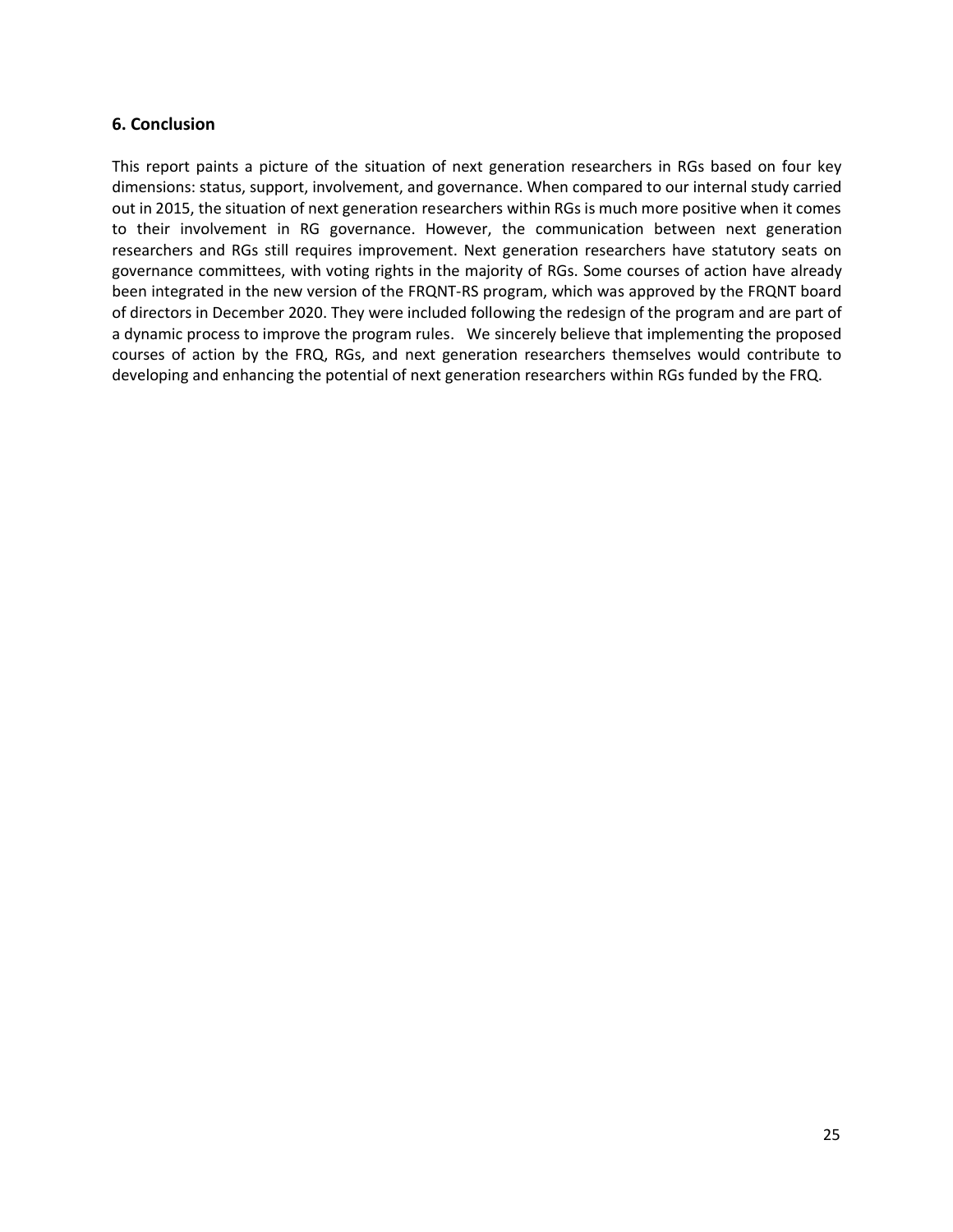## 6. Conclusion

This report paints a picture of the situation of next generation researchers in RGs based on four key dimensions: status, support, involvement, and governance. When compared to our internal study carried out in 2015, the situation of next generation researchers within RGs is much more positive when it comes to their involvement in RG governance. However, the communication between next generation researchers and RGs still requires improvement. Next generation researchers have statutory seats on governance committees, with voting rights in the majority of RGs. Some courses of action have already been integrated in the new version of the FRQNT-RS program, which was approved by the FRQNT board of directors in December 2020. They were included following the redesign of the program and are part of a dynamic process to improve the program rules. We sincerely believe that implementing the proposed courses of action by the FRQ, RGs, and next generation researchers themselves would contribute to developing and enhancing the potential of next generation researchers within RGs funded by the FRQ.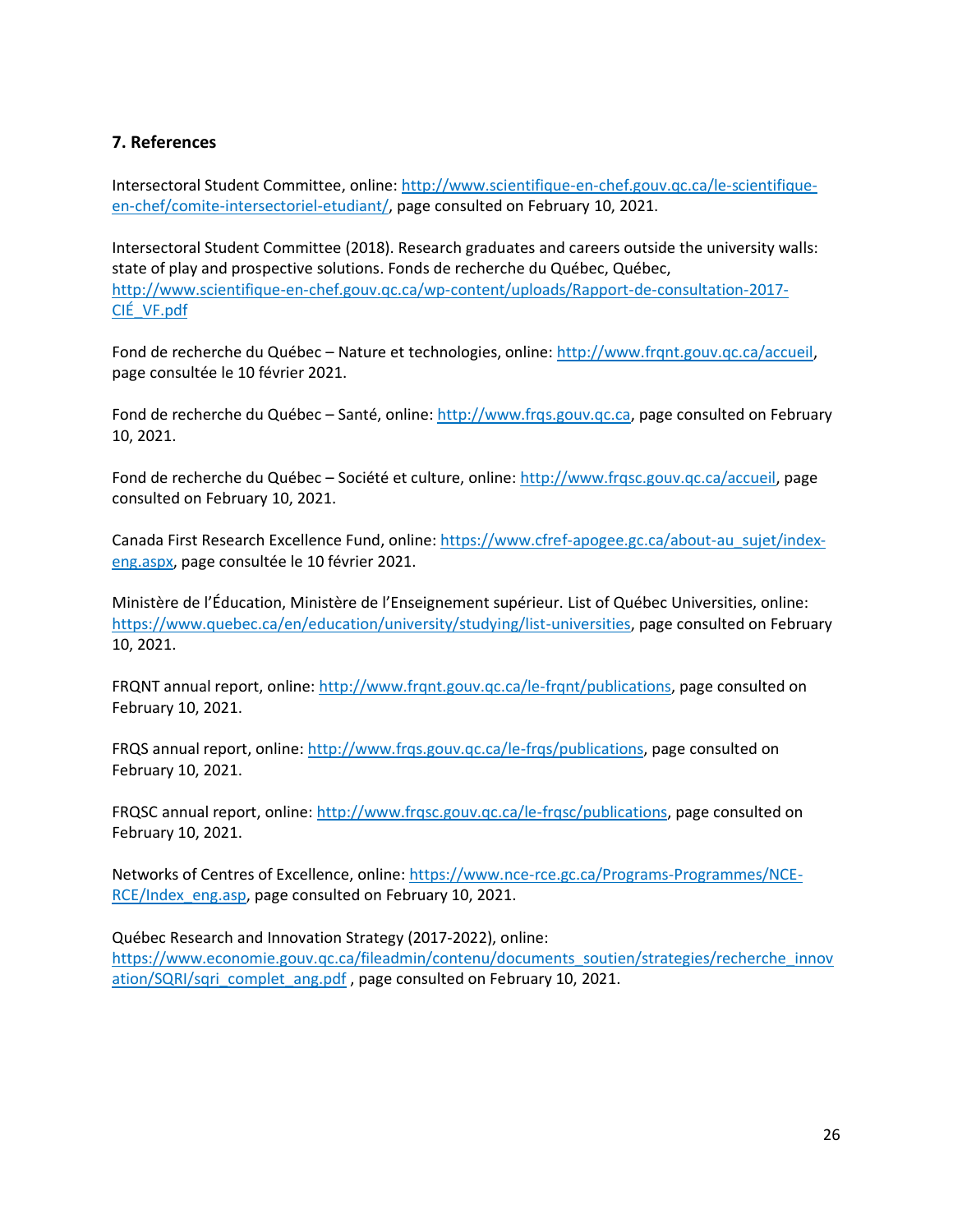## 7. References

Intersectoral Student Committee, online: http://www.scientifique-en-chef.gouv.qc.ca/le-scientifique-en-chef/comite-intersectoriel-etudiant/, page consulted on February 10, 2021.

Intersectoral Student Committee (2018). Research graduates and careers outside the university walls: state of play and prospective solutions. Fonds de recherche du Québec, Québec, http://www.scientifique-en-chef.gouv.qc.ca/wp-content/uploads/Rapport-de-consultation-2017-CIÉ_VF.pdf

Fond de recherche du Québec – Nature et technologies, online: http://www.frqnt.gouv.qc.ca/accueil, page consultée le 10 février 2021.

Fond de recherche du Québec – Santé, online: http://www.frqs.gouv.qc.ca, page consulted on February 10, 2021.

Fond de recherche du Québec – Société et culture, online: http://www.frqsc.gouv.qc.ca/accueil, page consulted on February 10, 2021.

Canada First Research Excellence Fund, online: https://www.cfref-apogee.gc.ca/about-au_sujet/index-eng.aspx, page consultée le 10 février 2021.

Ministère de l'Éducation, Ministère de l'Enseignement supérieur. List of Québec Universities, online: https://www.quebec.ca/en/education/university/studying/list-universities, page consulted on February 10, 2021.

FRQNT annual report, online: http://www.frqnt.gouv.qc.ca/le-frqnt/publications, page consulted on February 10, 2021.

FRQS annual report, online: http://www.frqs.gouv.qc.ca/le-frqs/publications, page consulted on February 10, 2021.

FRQSC annual report, online: http://www.frqsc.gouv.qc.ca/le-frqsc/publications, page consulted on February 10, 2021.

Networks of Centres of Excellence, online: https://www.nce-rce.gc.ca/Programs-Programmes/NCE-RCE/Index_eng.asp, page consulted on February 10, 2021.

Québec Research and Innovation Strategy (2017-2022), online: https://www.economie.gouv.qc.ca/fileadmin/contenu/documents_soutien/strategies/recherche_innovation/SQRI/sqri_complet_ang.pdf , page consulted on February 10, 2021.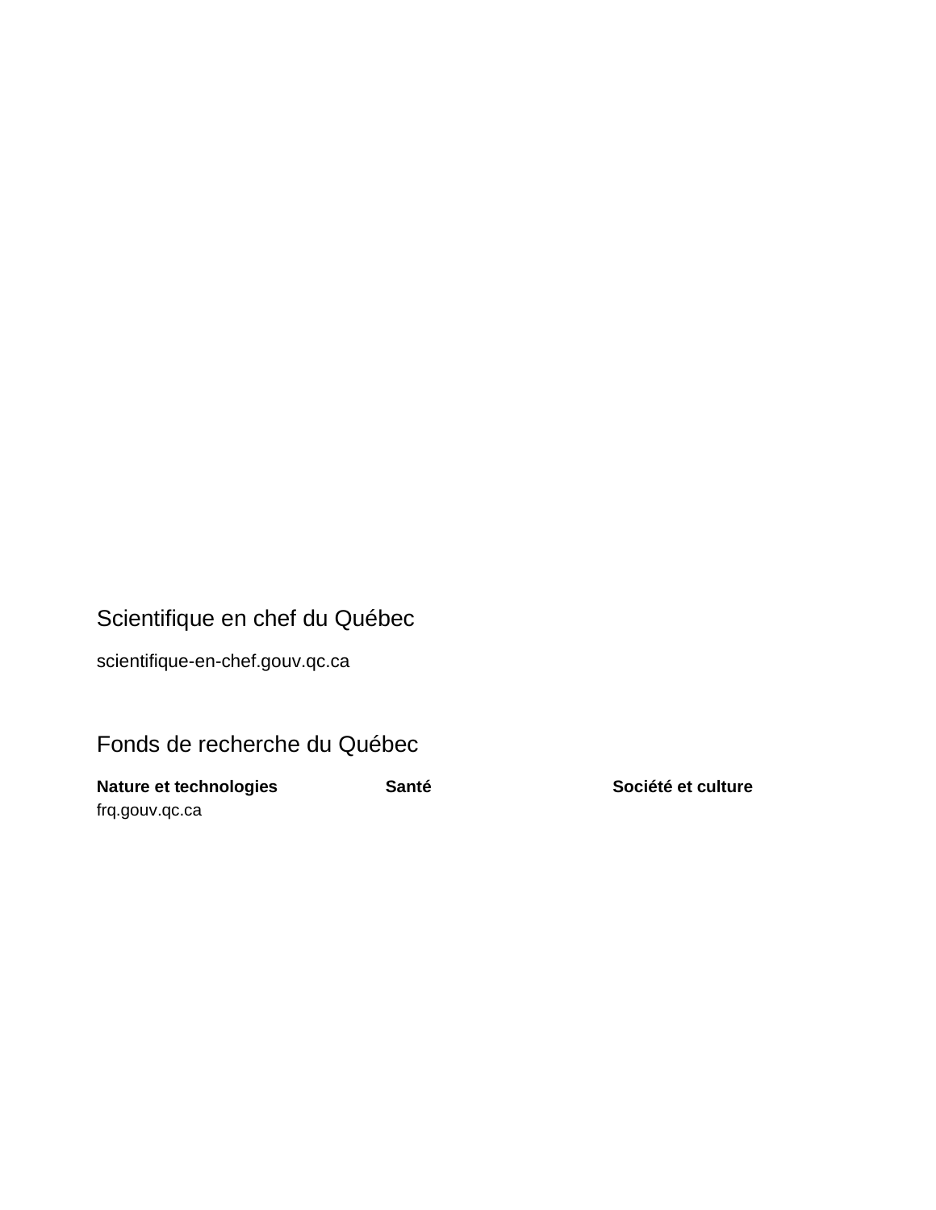Scientifique en chef du Québec

scientifique-en-chef.gouv.qc.ca

Fonds de recherche du Québec

**Nature et technologies** **Santé** **Société et culture**

frq.gouv.qc.ca